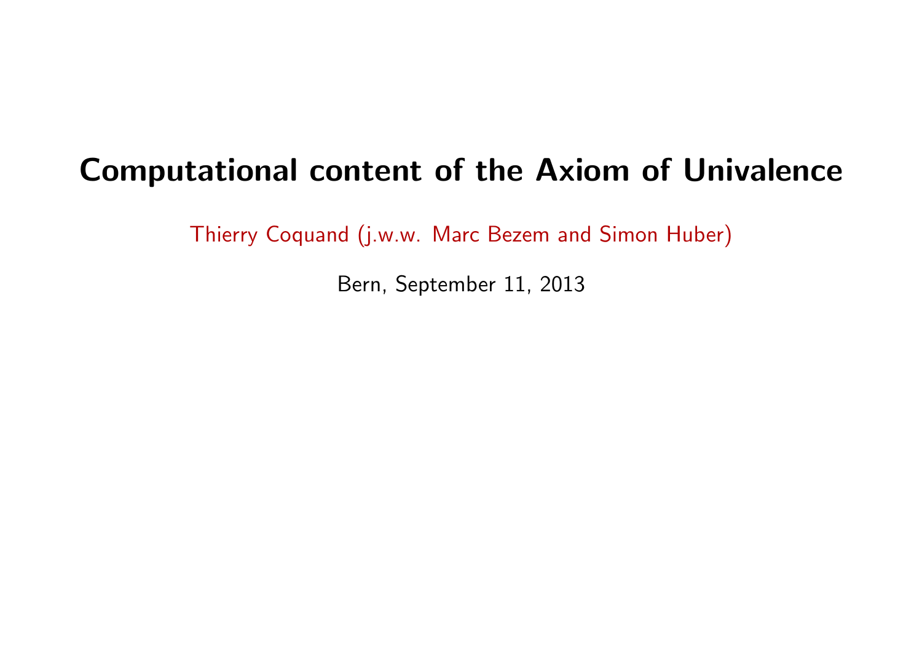# Computational content of the Axiom of Univalence

Thierry Coquand (j.w.w. Marc Bezem and Simon Huber)

Bern, September 11, 2013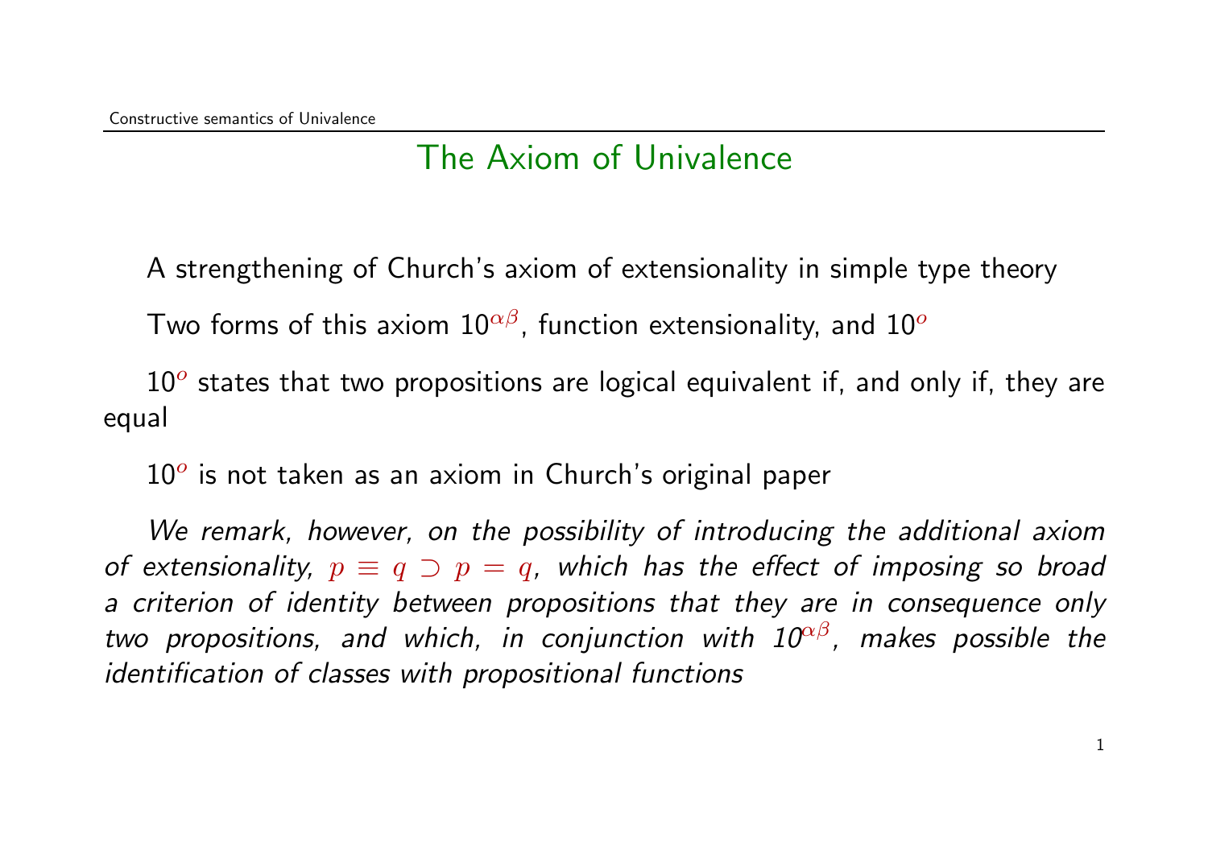## The Axiom of Univalence

A strengthening of Church's axiom of extensionality in simple type theory

Two forms of this axiom $10^{\alpha\beta}$, function extensionality, and $10^{o}$

$10^{o}$ states that two propositions are logical equivalent if, and only if, they are equal

$10^{o}$ is not taken as an axiom in Church's original paper

*We remark, however, on the possibility of introducing the additional axiom of extensionality, $p \equiv q \supset p = q$, which has the effect of imposing so broad a criterion of identity between propositions that they are in consequence only two propositions, and which, in conjunction with $10^{\alpha\beta}$, makes possible the identification of classes with propositional functions*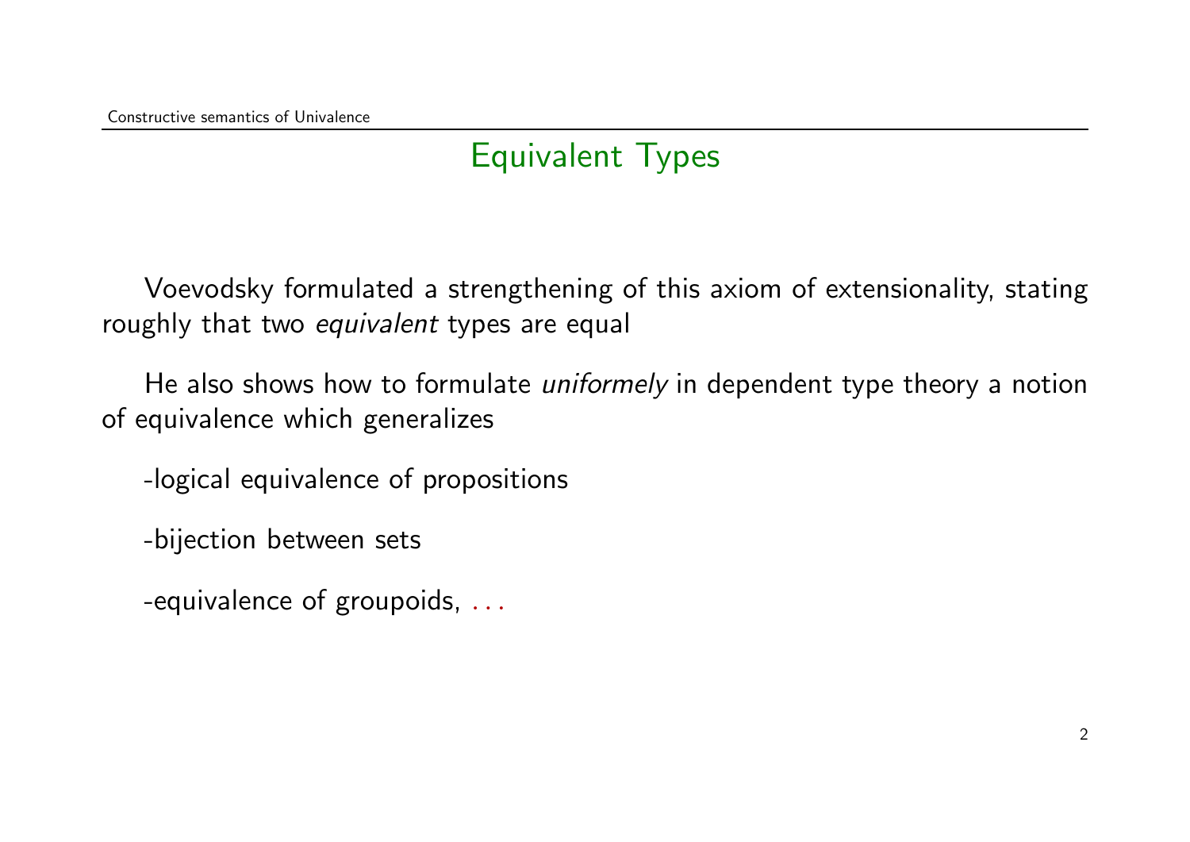## Equivalent Types

Voevodsky formulated a strengthening of this axiom of extensionality, stating roughly that two *equivalent* types are equal

He also shows how to formulate *uniformely* in dependent type theory a notion of equivalence which generalizes

-logical equivalence of propositions

-bijection between sets

-equivalence of groupoids, ...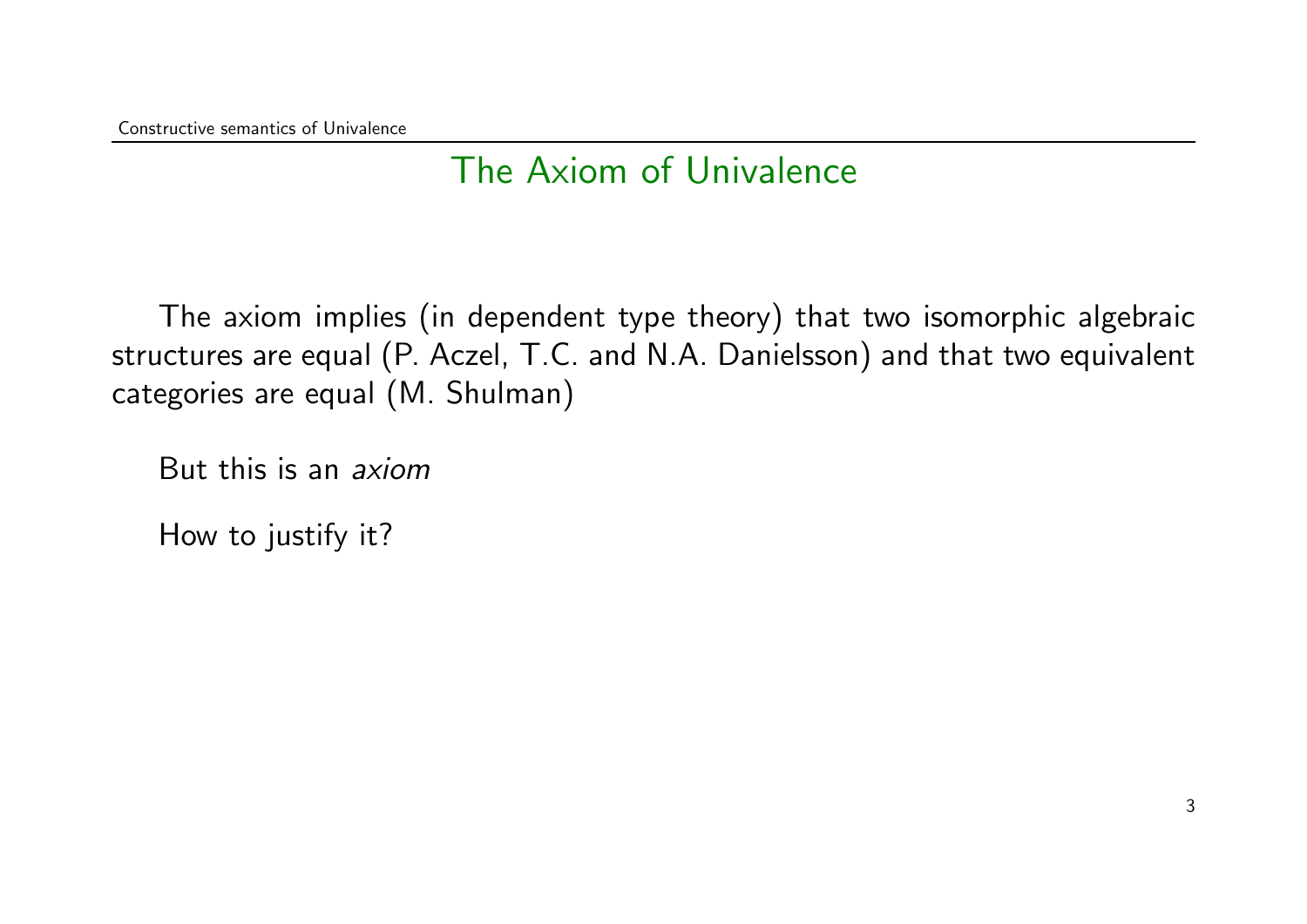## The Axiom of Univalence

The axiom implies (in dependent type theory) that two isomorphic algebraic structures are equal (P. Aczel, T.C. and N.A. Danielsson) and that two equivalent categories are equal (M. Shulman)

But this is an *axiom*

How to justify it?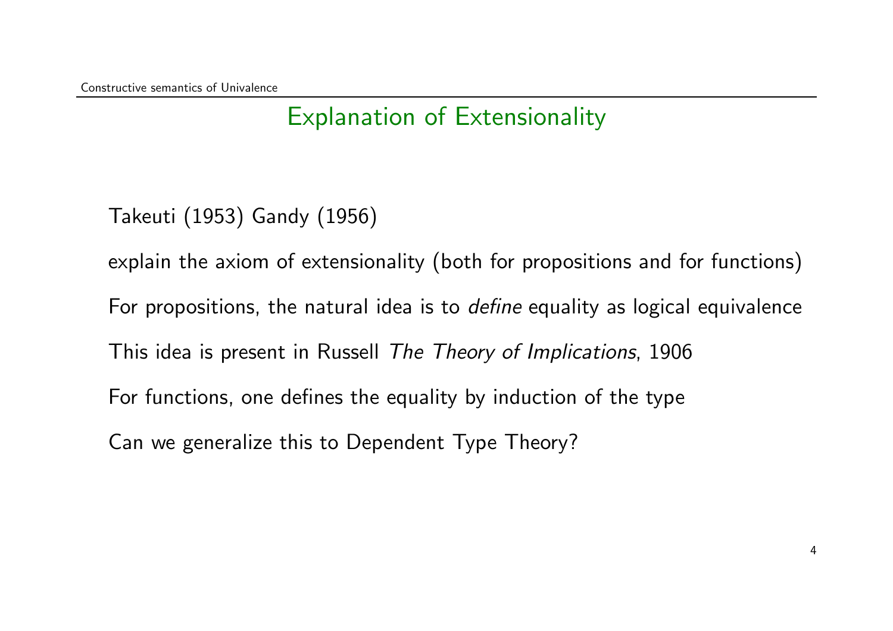## Explanation of Extensionality

Takeuti (1953) Gandy (1956)

explain the axiom of extensionality (both for propositions and for functions)

For propositions, the natural idea is to *define* equality as logical equivalence

This idea is present in Russell *The Theory of Implications*, 1906

For functions, one defines the equality by induction of the type

Can we generalize this to Dependent Type Theory?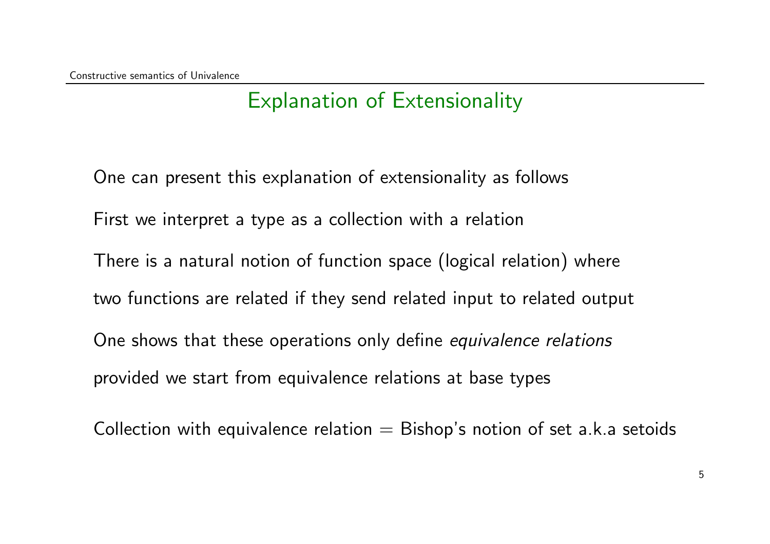## Explanation of Extensionality

One can present this explanation of extensionality as follows

First we interpret a type as a collection with a relation

There is a natural notion of function space (logical relation) where

two functions are related if they send related input to related output

One shows that these operations only define *equivalence relations*

provided we start from equivalence relations at base types

Collection with equivalence relation = Bishop's notion of set a.k.a setoids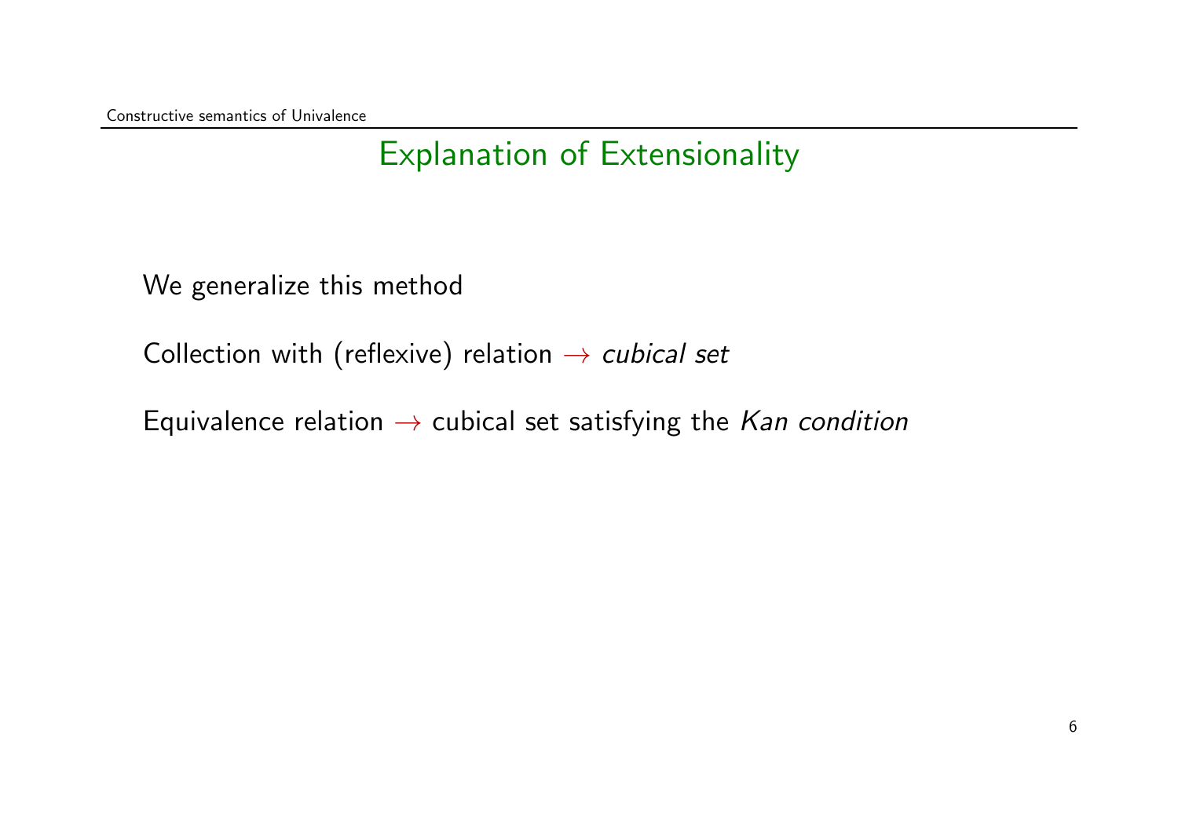## Explanation of Extensionality

We generalize this method

Collection with (reflexive) relation $\rightarrow$ *cubical set*

Equivalence relation $\rightarrow$ cubical set satisfying the *Kan condition*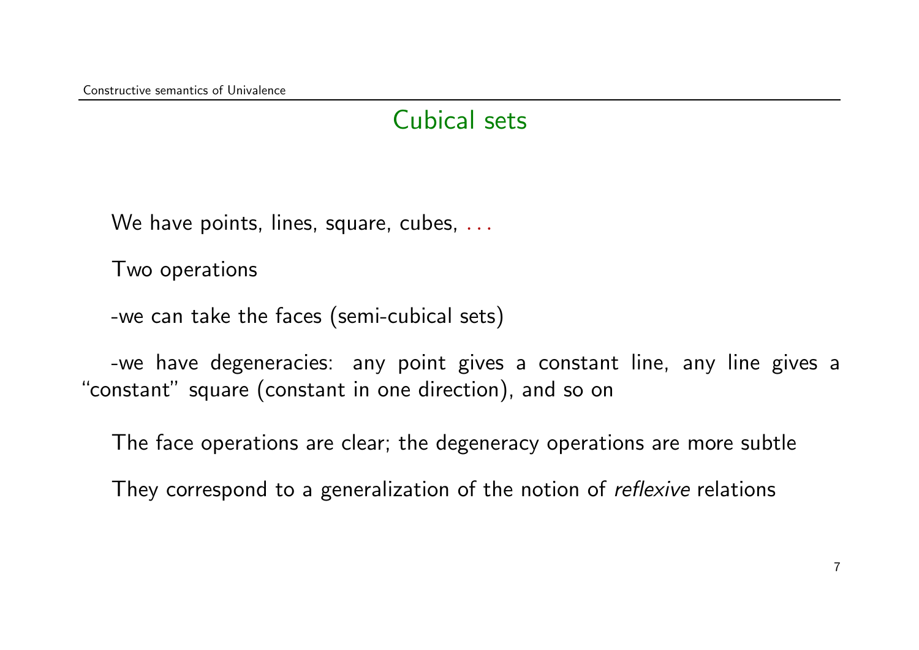## Cubical sets

We have points, lines, square, cubes, ...

Two operations

-we can take the faces (semi-cubical sets)

-we have degeneracies: any point gives a constant line, any line gives a "constant" square (constant in one direction), and so on

The face operations are clear; the degeneracy operations are more subtle

They correspond to a generalization of the notion of *reflexive* relations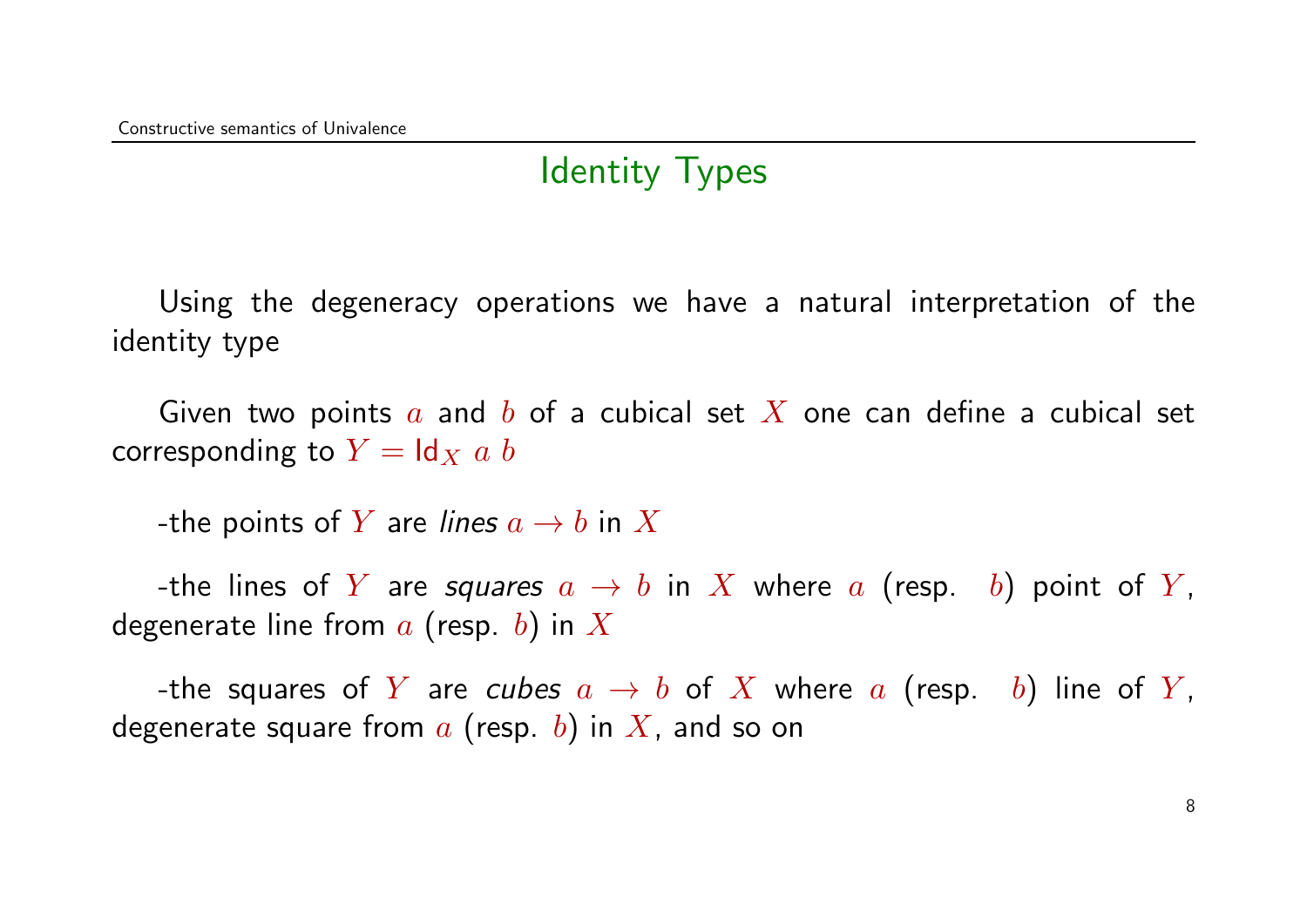# Identity Types

Using the degeneracy operations we have a natural interpretation of the identity type

Given two points $a$ and $b$ of a cubical set $X$ one can define a cubical set corresponding to $Y = \mathsf{Id}_X\ a\ b$

-the points of $Y$ are *lines* $a \rightarrow b$ in $X$

-the lines of $Y$ are *squares* $a \rightarrow b$ in $X$ where $a$ (resp. $b$) point of $Y$, degenerate line from $a$ (resp. $b$) in $X$

-the squares of $Y$ are *cubes* $a \rightarrow b$ of $X$ where $a$ (resp. $b$) line of $Y$, degenerate square from $a$ (resp. $b$) in $X$, and so on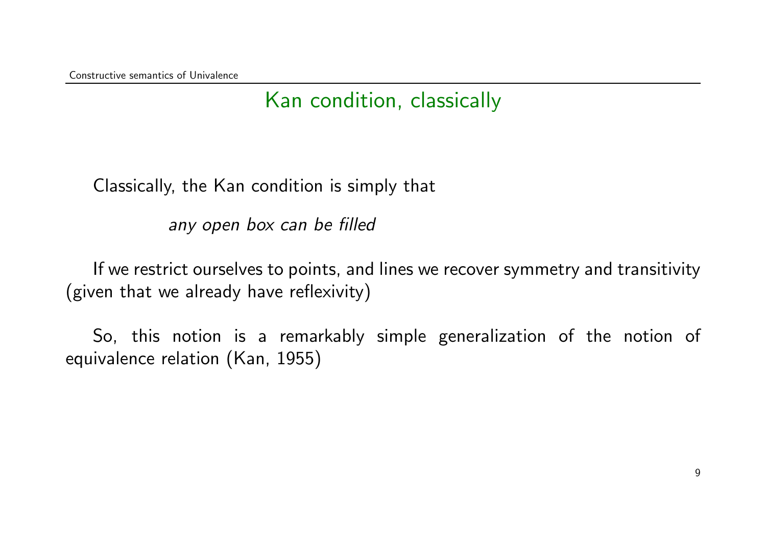## Kan condition, classically

Classically, the Kan condition is simply that

*any open box can be filled*

If we restrict ourselves to points, and lines we recover symmetry and transitivity (given that we already have reflexivity)

So, this notion is a remarkably simple generalization of the notion of equivalence relation (Kan, 1955)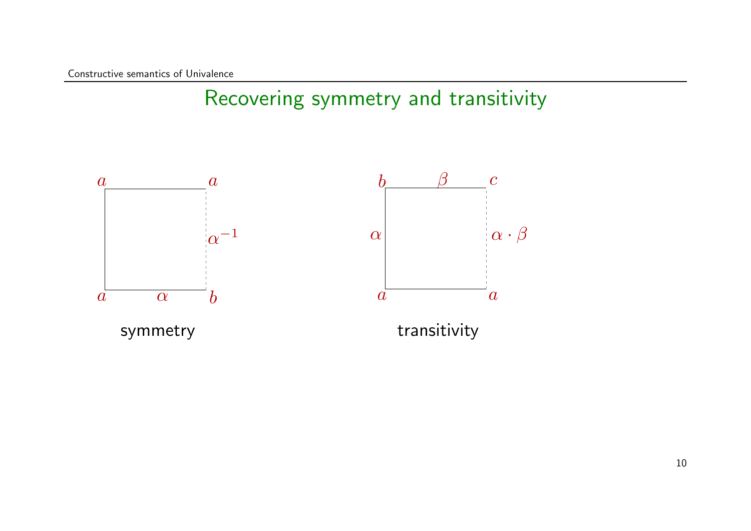## Recovering symmetry and transitivity

$a$ $a$

$\alpha^{-1}$

$a$ $\alpha$ $b$

symmetry

$b$ $\beta$ $c$

$\alpha$ $\alpha \cdot \beta$

$a$ $a$

transitivity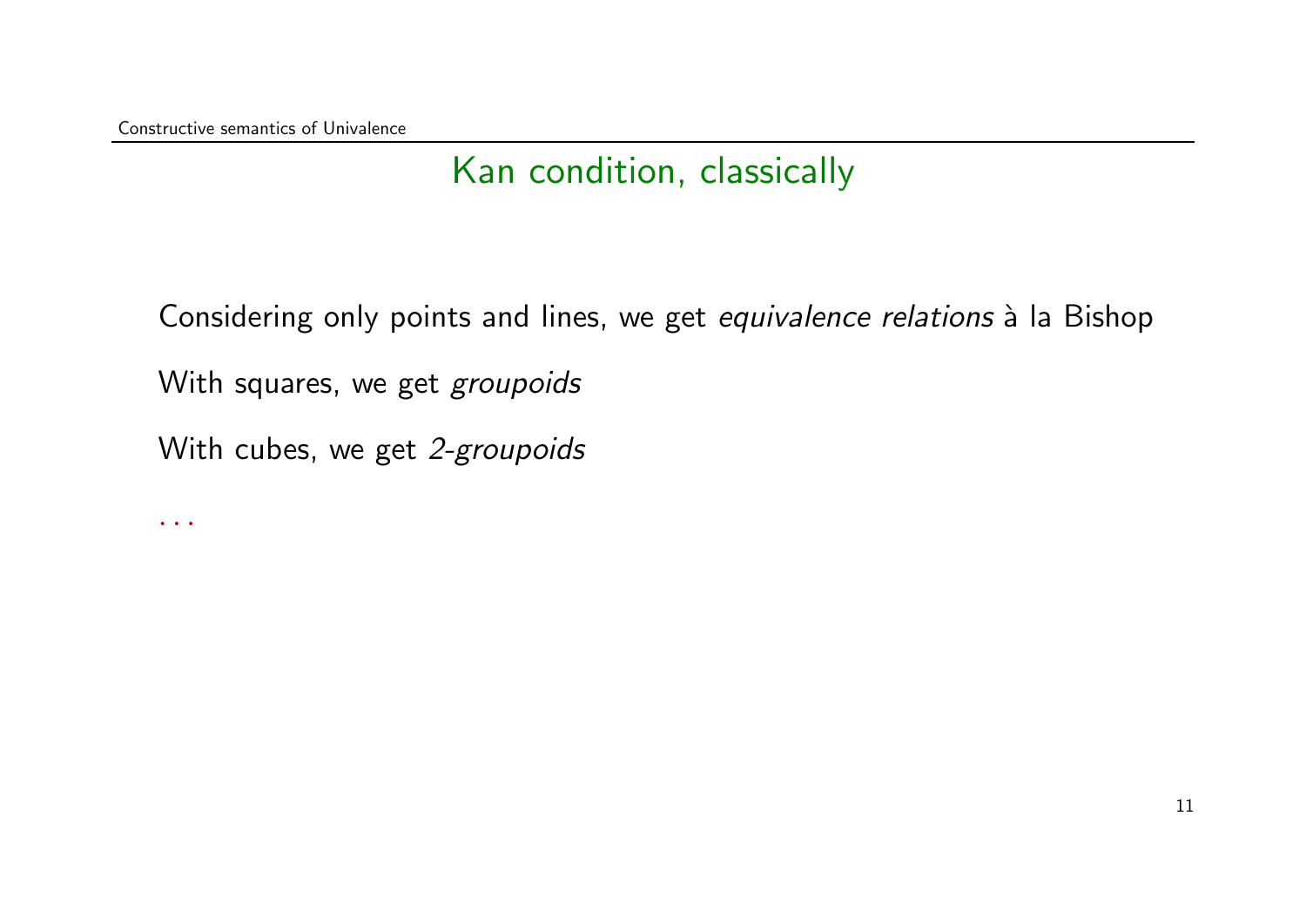## Kan condition, classically

Considering only points and lines, we get *equivalence relations* à la Bishop

With squares, we get *groupoids*

With cubes, we get *2-groupoids*

. . .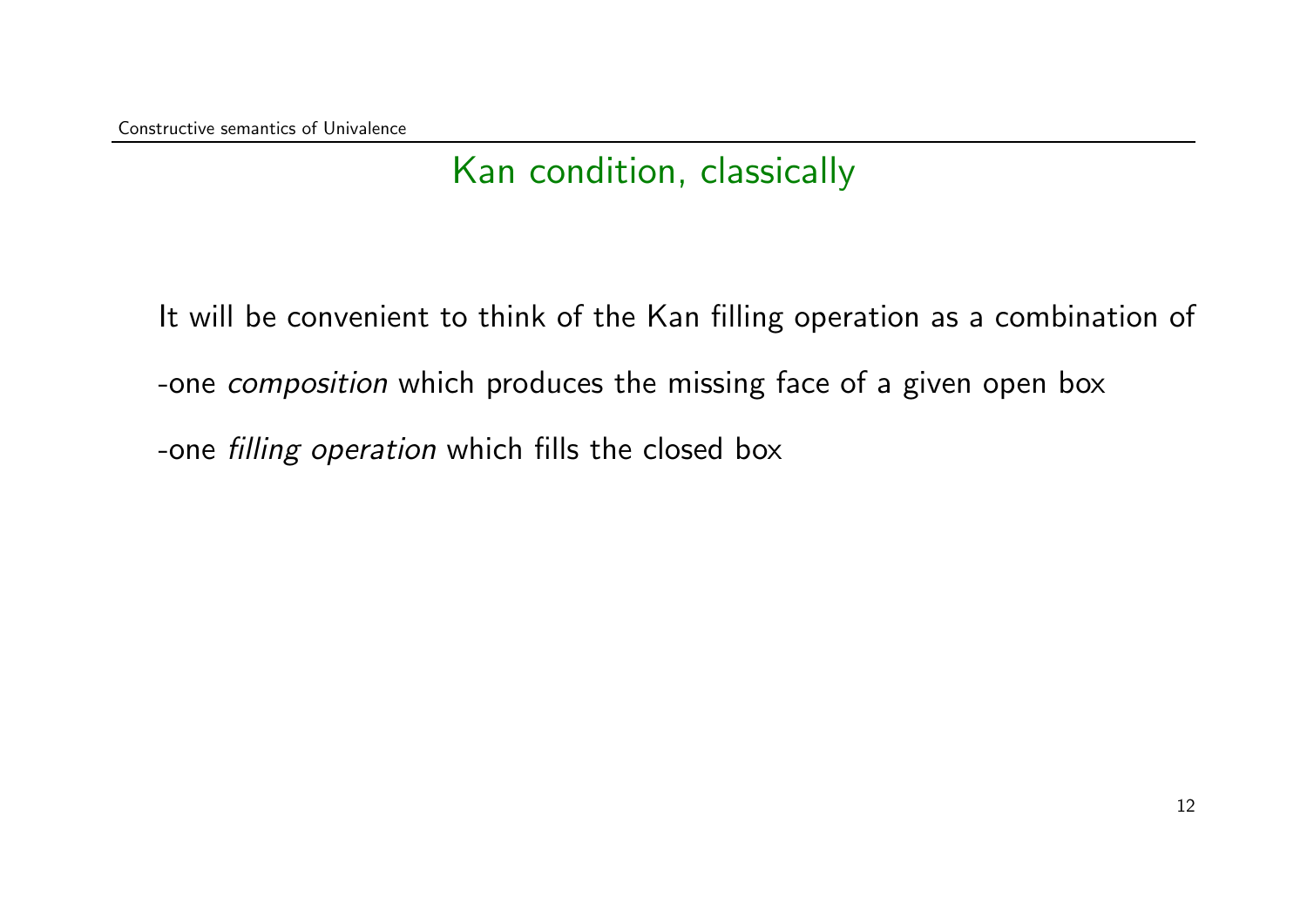## Kan condition, classically

It will be convenient to think of the Kan filling operation as a combination of

-one *composition* which produces the missing face of a given open box

-one *filling operation* which fills the closed box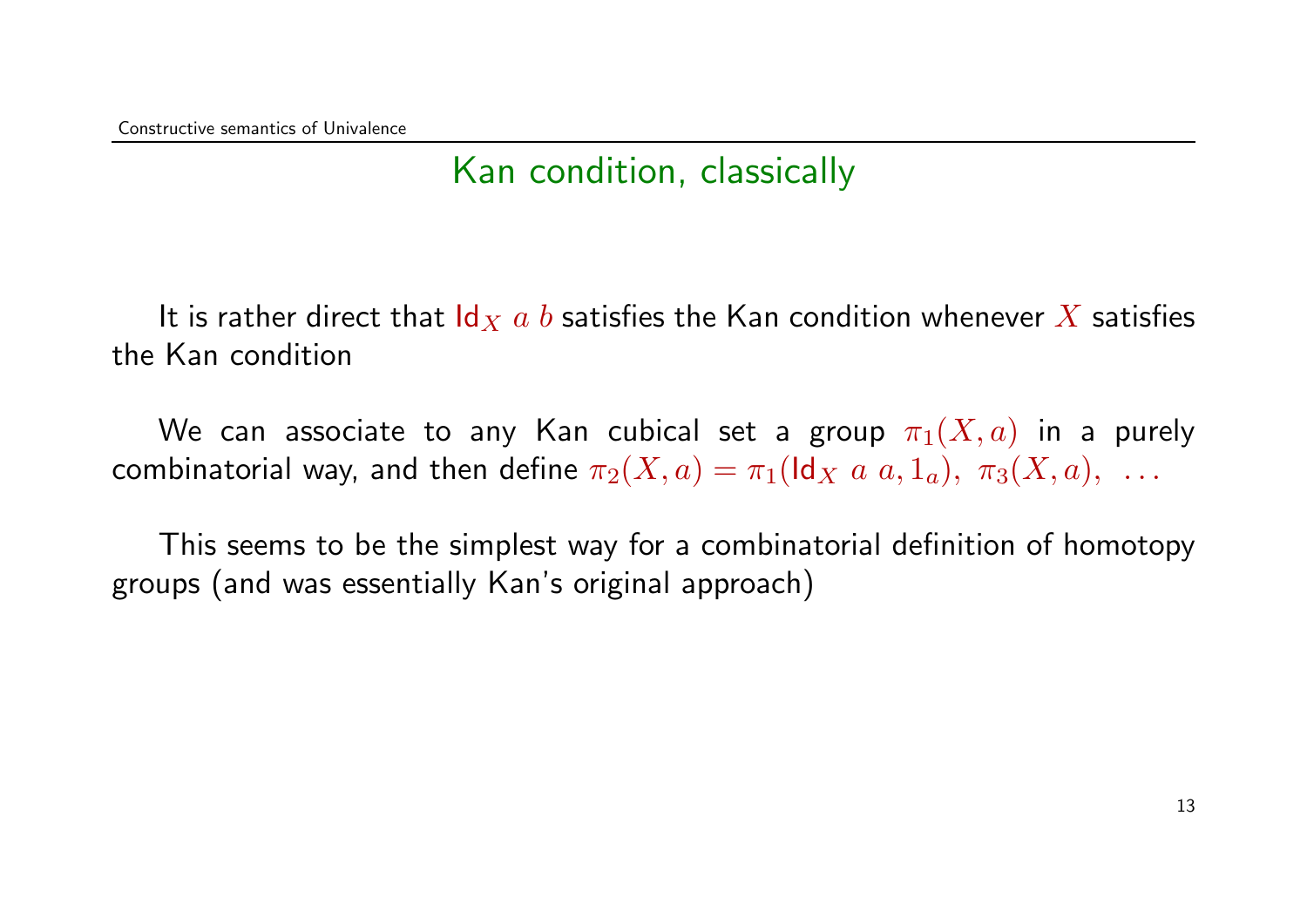## Kan condition, classically

It is rather direct that $\mathsf{Id}_X\ a\ b$ satisfies the Kan condition whenever $X$ satisfies the Kan condition

We can associate to any Kan cubical set a group $\pi_1(X,a)$ in a purely combinatorial way, and then define $\pi_2(X,a) = \pi_1(\mathsf{Id}_X\ a\ a, 1_a),\ \pi_3(X,a),\ \dots$

This seems to be the simplest way for a combinatorial definition of homotopy groups (and was essentially Kan's original approach)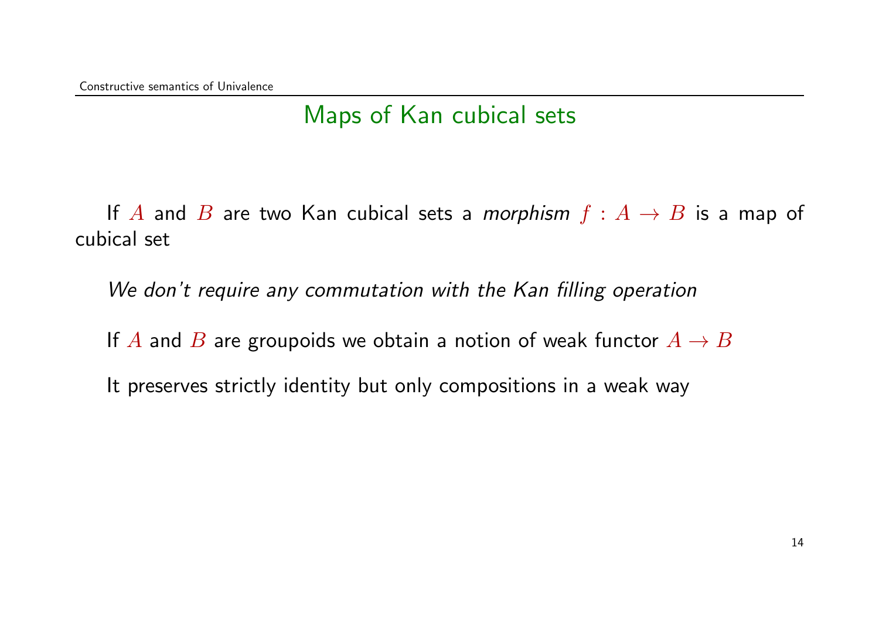## Maps of Kan cubical sets

If $A$ and $B$ are two Kan cubical sets a *morphism* $f : A \to B$ is a map of cubical set

*We don't require any commutation with the Kan filling operation*

If $A$ and $B$ are groupoids we obtain a notion of weak functor $A \to B$

It preserves strictly identity but only compositions in a weak way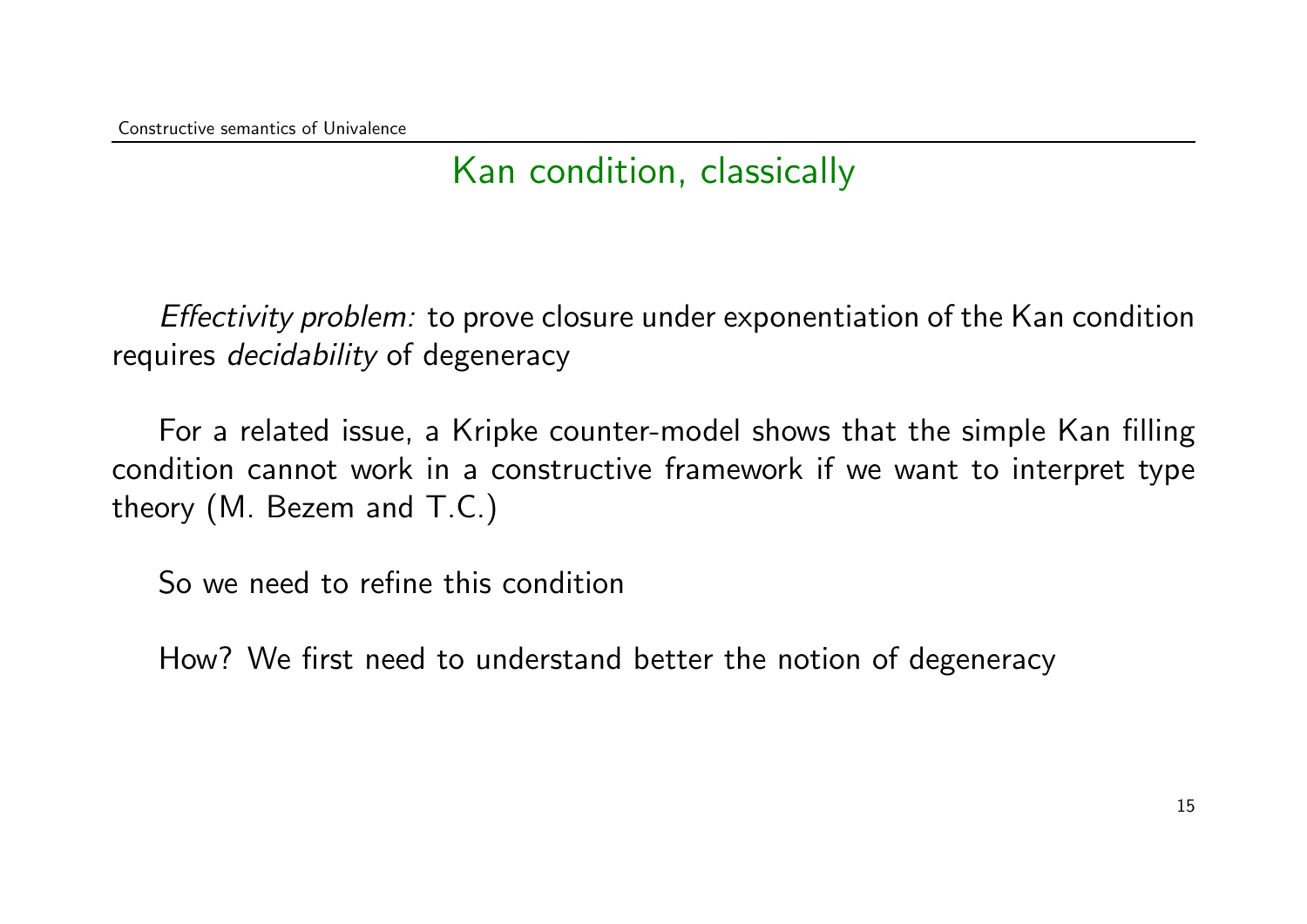## Kan condition, classically

*Effectivity problem:* to prove closure under exponentiation of the Kan condition requires *decidability* of degeneracy

For a related issue, a Kripke counter-model shows that the simple Kan filling condition cannot work in a constructive framework if we want to interpret type theory (M. Bezem and T.C.)

So we need to refine this condition

How? We first need to understand better the notion of degeneracy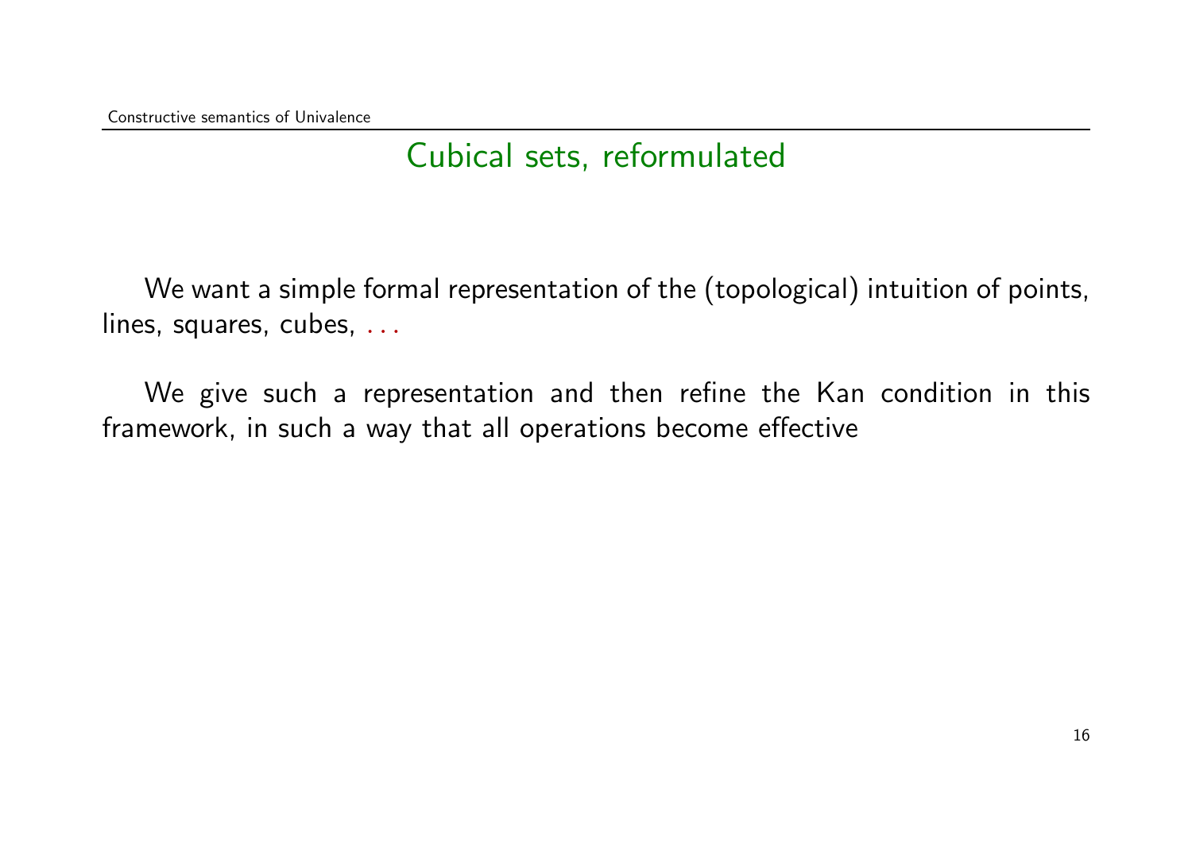## Cubical sets, reformulated

We want a simple formal representation of the (topological) intuition of points, lines, squares, cubes, ...

We give such a representation and then refine the Kan condition in this framework, in such a way that all operations become effective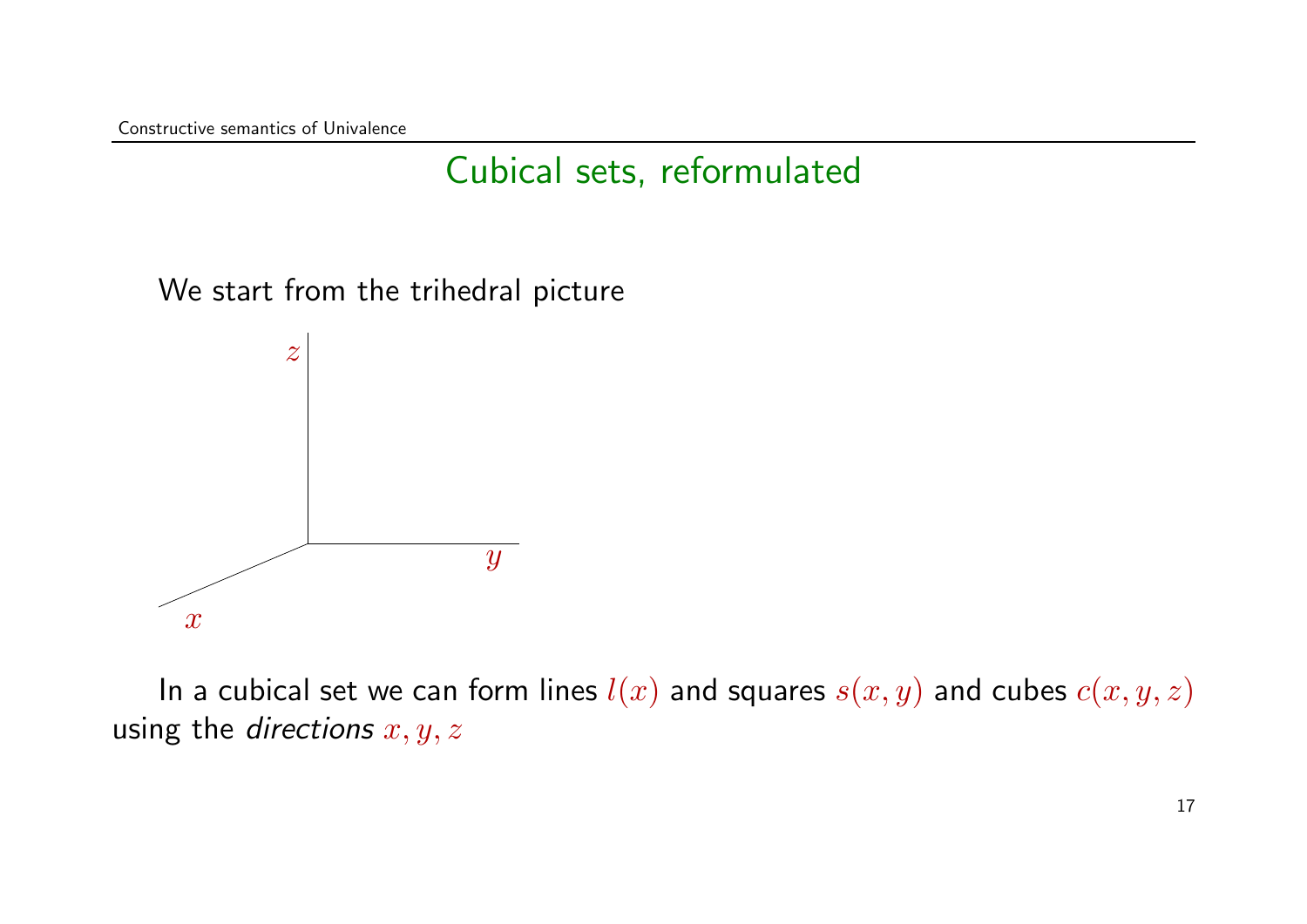# Cubical sets, reformulated

We start from the trihedral picture

In a cubical set we can form lines $l(x)$ and squares $s(x,y)$ and cubes $c(x,y,z)$ using the *directions* $x, y, z$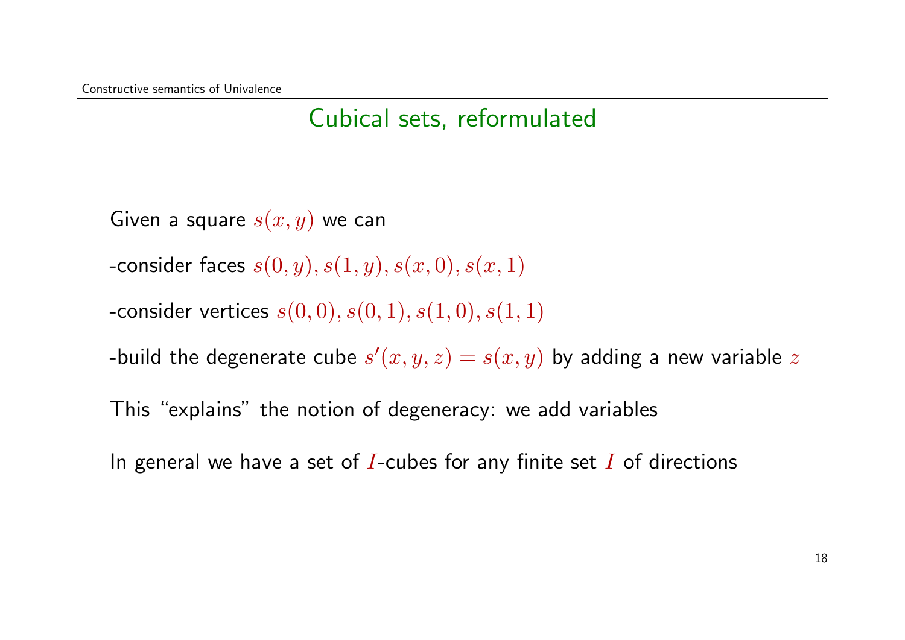# Cubical sets, reformulated

Given a square $s(x, y)$ we can

-consider faces $s(0, y), s(1, y), s(x, 0), s(x, 1)$

-consider vertices $s(0, 0), s(0, 1), s(1, 0), s(1, 1)$

-build the degenerate cube $s'(x, y, z) = s(x, y)$ by adding a new variable $z$

This “explains” the notion of degeneracy: we add variables

In general we have a set of $I$-cubes for any finite set $I$ of directions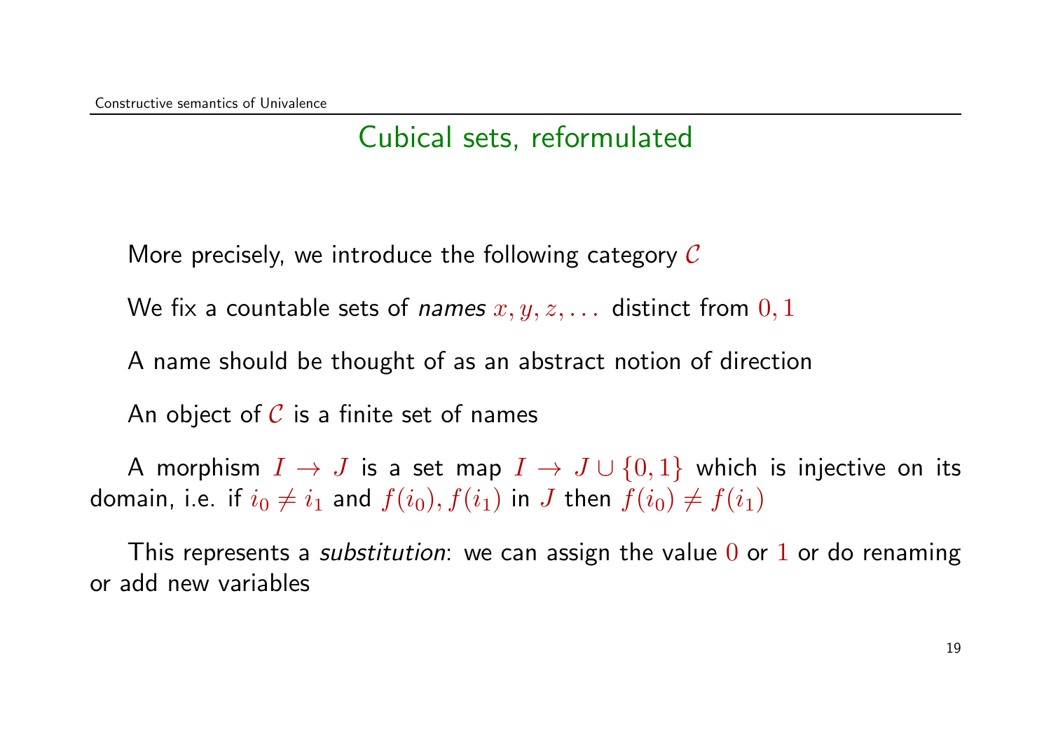## Cubical sets, reformulated

More precisely, we introduce the following category $\mathcal{C}$

We fix a countable sets of *names* $x, y, z, \ldots$ distinct from $0, 1$

A name should be thought of as an abstract notion of direction

An object of $\mathcal{C}$ is a finite set of names

A morphism $I \rightarrow J$ is a set map $I \rightarrow J \cup \{0, 1\}$ which is injective on its domain, i.e. if $i_0 \neq i_1$ and $f(i_0), f(i_1)$ in $J$ then $f(i_0) \neq f(i_1)$

This represents a *substitution*: we can assign the value $0$ or $1$ or do renaming or add new variables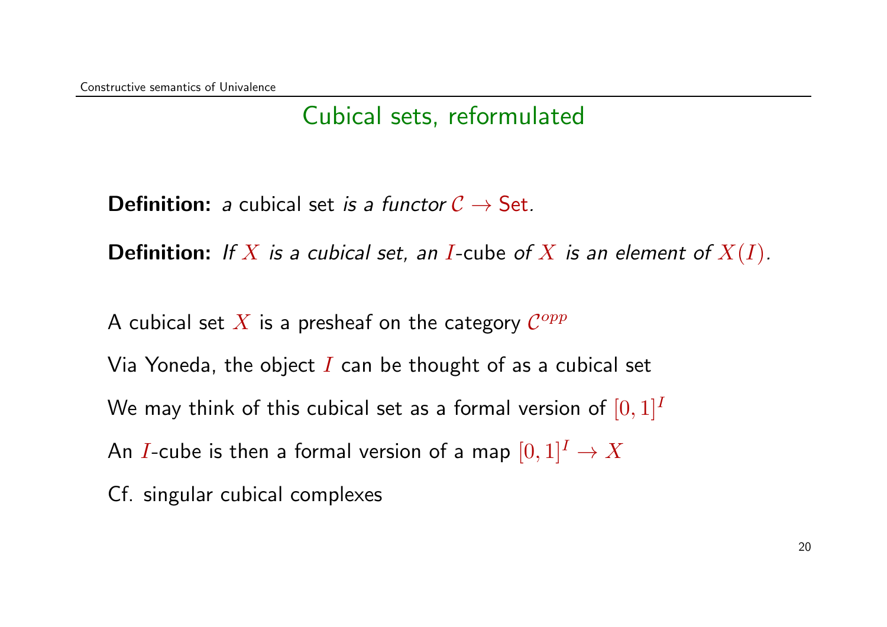## Cubical sets, reformulated

**Definition:** *a* cubical set *is a functor* $\mathcal{C} \to \mathsf{Set}$.

**Definition:** *If* $X$ *is a cubical set, an* $I$-cube *of* $X$ *is an element of* $X(I)$.

A cubical set $X$ is a presheaf on the category $\mathcal{C}^{opp}$

Via Yoneda, the object $I$ can be thought of as a cubical set

We may think of this cubical set as a formal version of $[0,1]^I$

An $I$-cube is then a formal version of a map $[0,1]^I \to X$

Cf. singular cubical complexes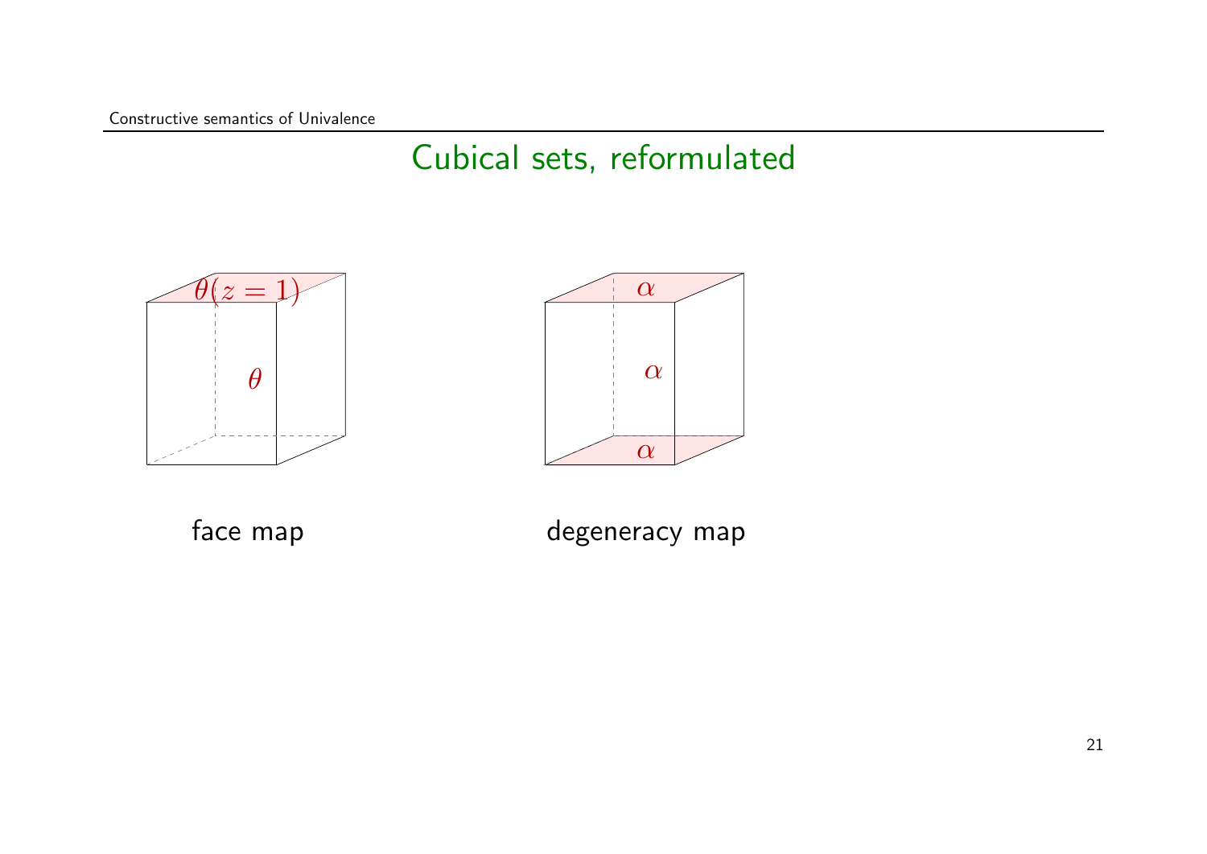# Cubical sets, reformulated

$\theta(z = 1)$

$\theta$

face map

$\alpha$

$\alpha$

$\alpha$

degeneracy map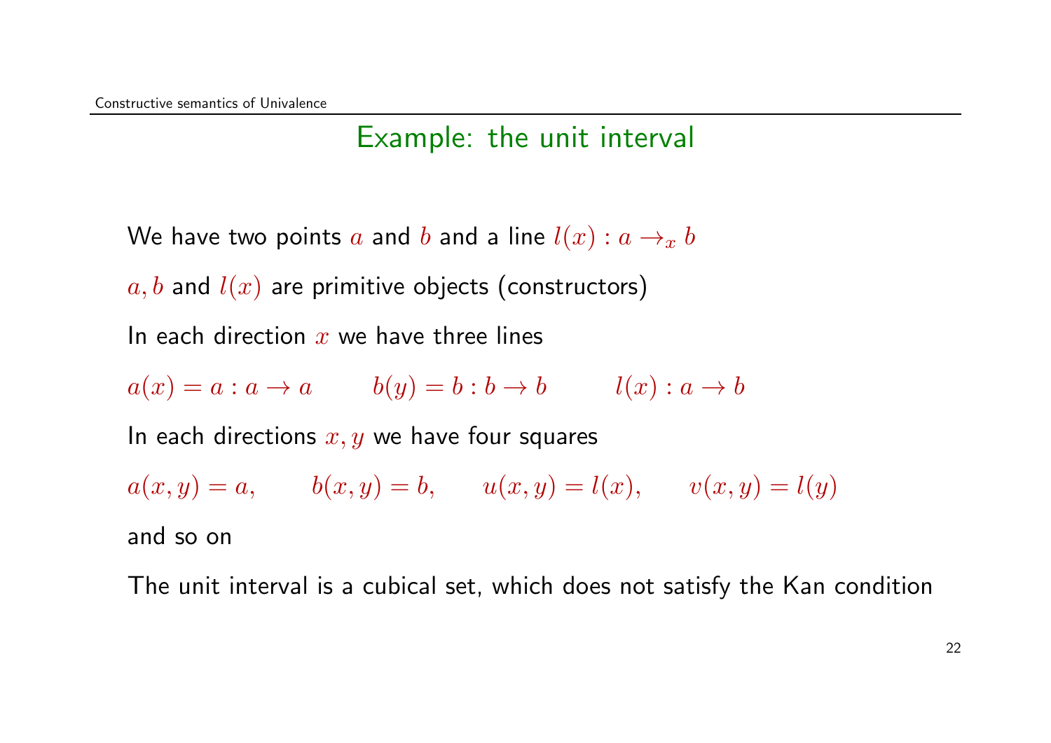## Example: the unit interval

We have two points $a$ and $b$ and a line $l(x) : a \rightarrow_x b$

$a, b$ and $l(x)$ are primitive objects (constructors)

In each direction $x$ we have three lines

$a(x) = a : a \rightarrow a \qquad b(y) = b : b \rightarrow b \qquad l(x) : a \rightarrow b$

In each directions $x, y$ we have four squares

$a(x, y) = a, \qquad b(x, y) = b, \qquad u(x, y) = l(x), \qquad v(x, y) = l(y)$

and so on

The unit interval is a cubical set, which does not satisfy the Kan condition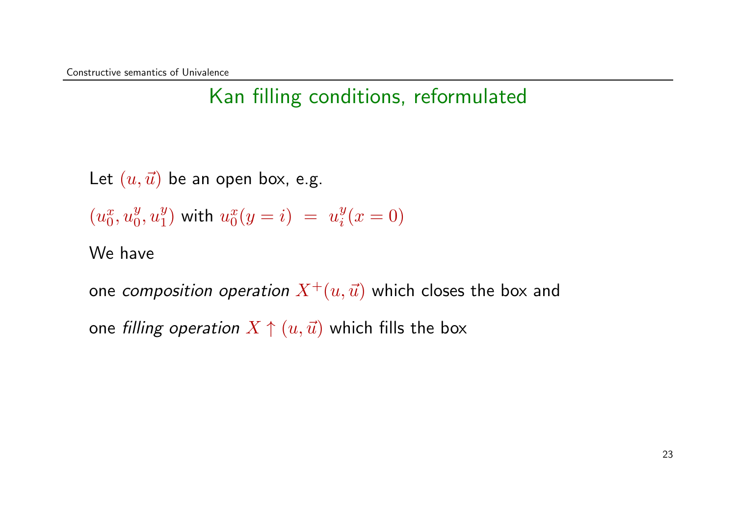## Kan filling conditions, reformulated

Let $(u, \vec{u})$ be an open box, e.g.

$(u_0^x, u_0^y, u_1^y)$ with $u_0^x(y = i) \ = \ u_i^y(x = 0)$

We have

one *composition operation* $X^+(u, \vec{u})$ which closes the box and

one *filling operation* $X \uparrow (u, \vec{u})$ which fills the box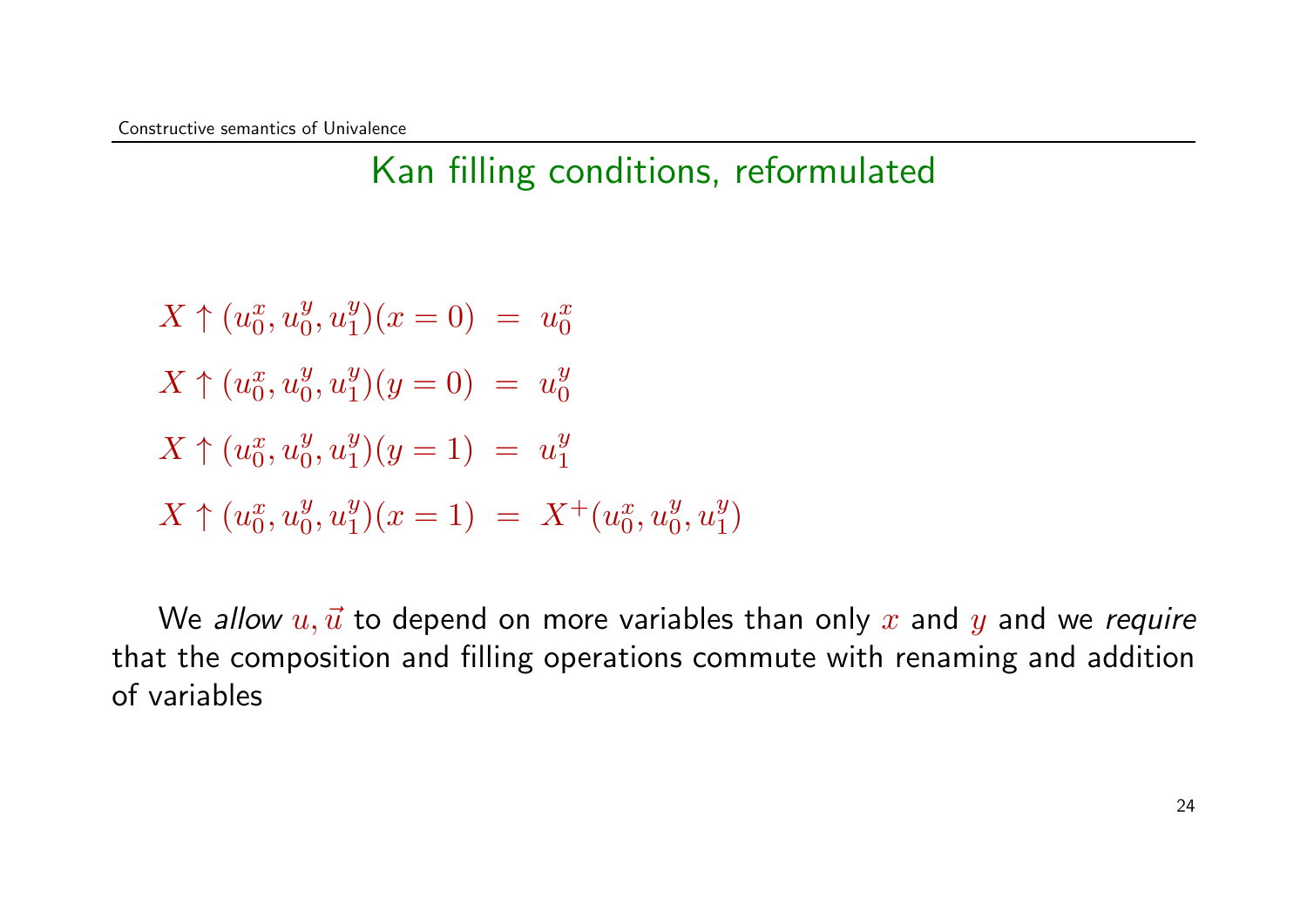## Kan filling conditions, reformulated

$$X \uparrow (u_0^x, u_0^y, u_1^y)(x = 0) \;=\; u_0^x$$

$$X \uparrow (u_0^x, u_0^y, u_1^y)(y = 0) \;=\; u_0^y$$

$$X \uparrow (u_0^x, u_0^y, u_1^y)(y = 1) \;=\; u_1^y$$

$$X \uparrow (u_0^x, u_0^y, u_1^y)(x = 1) \;=\; X^+(u_0^x, u_0^y, u_1^y)$$

We *allow* $u, \vec{u}$ to depend on more variables than only $x$ and $y$ and we *require* that the composition and filling operations commute with renaming and addition of variables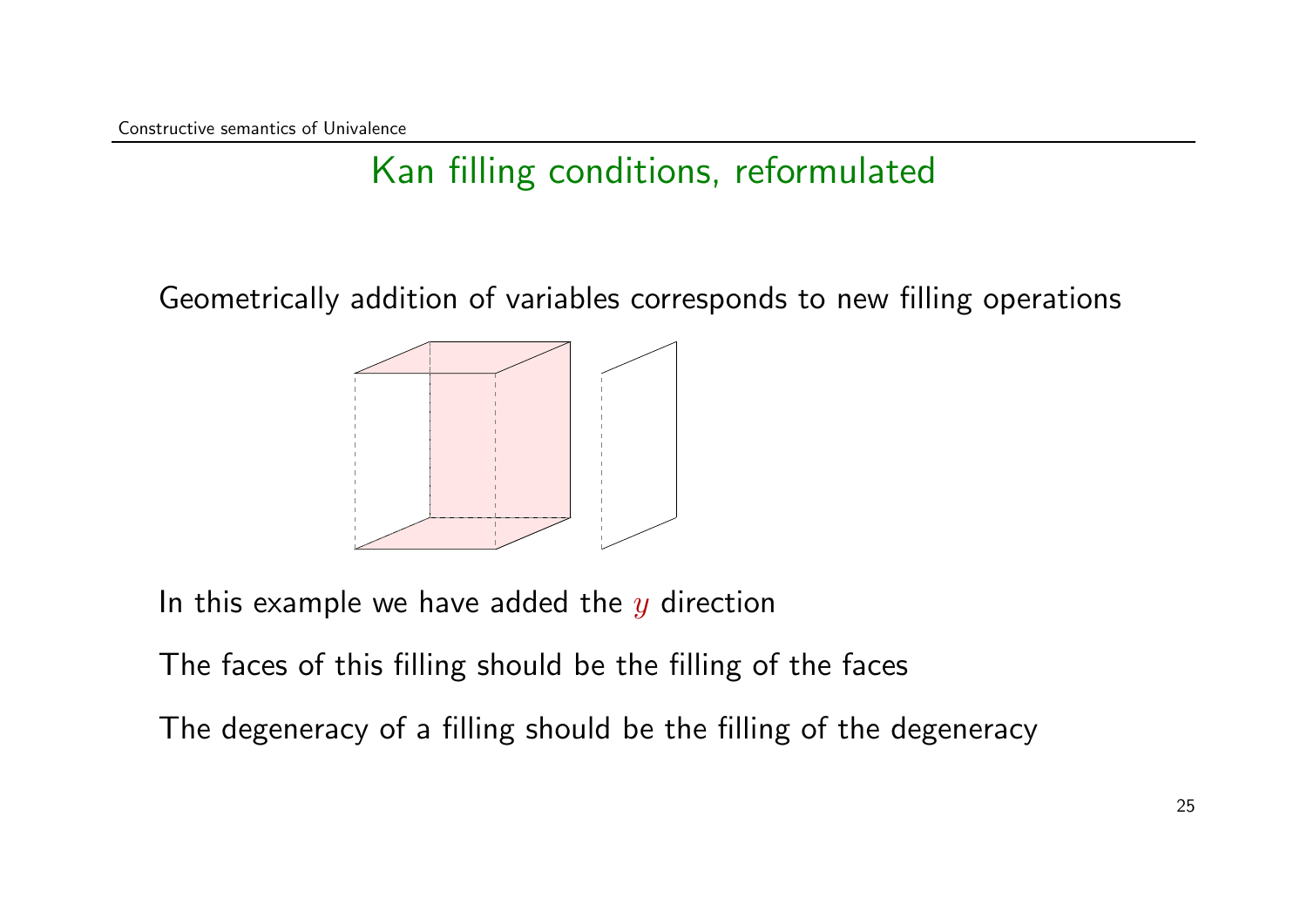## Kan filling conditions, reformulated

Geometrically addition of variables corresponds to new filling operations

In this example we have added the $y$ direction

The faces of this filling should be the filling of the faces

The degeneracy of a filling should be the filling of the degeneracy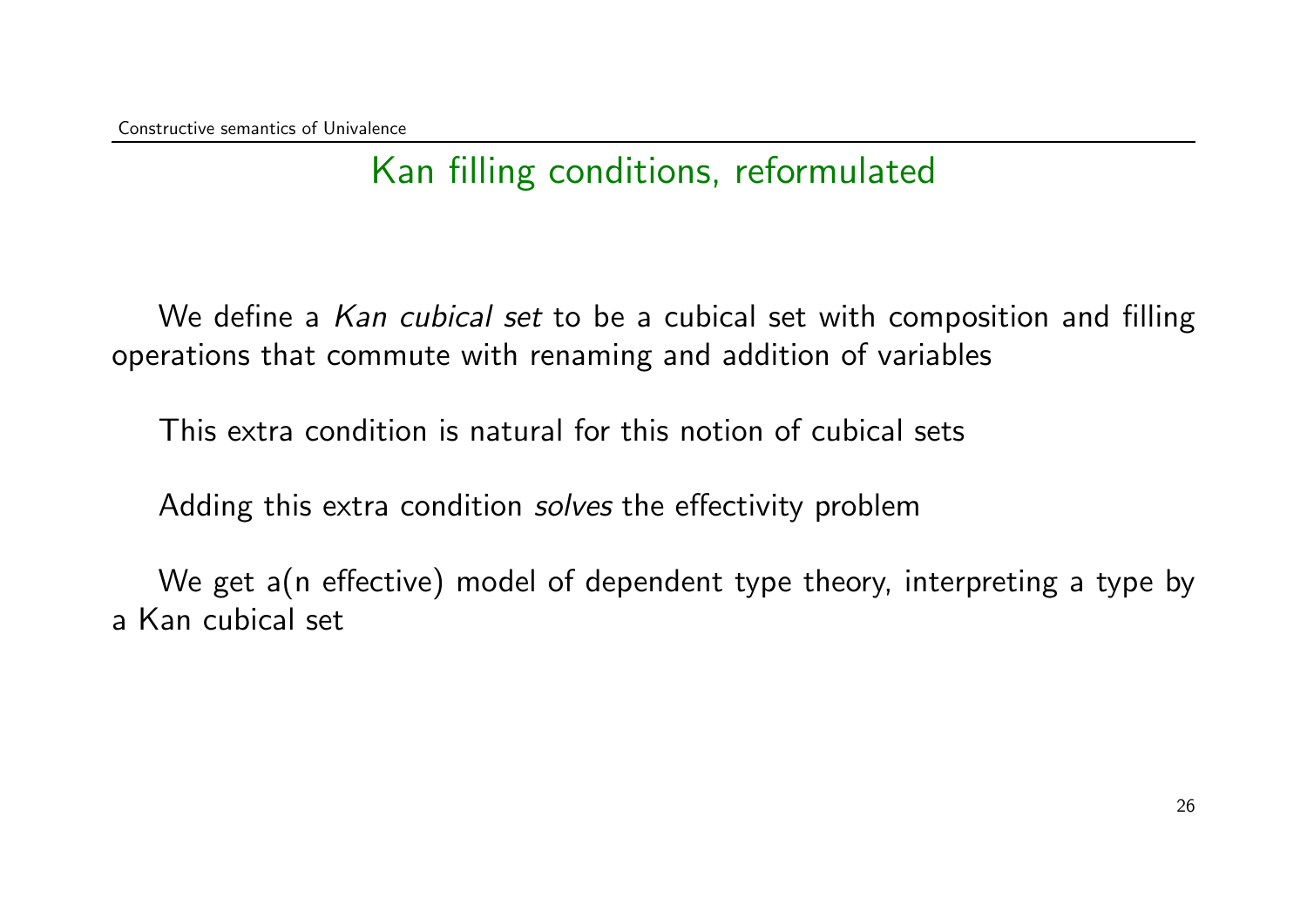## Kan filling conditions, reformulated

We define a *Kan cubical set* to be a cubical set with composition and filling operations that commute with renaming and addition of variables

This extra condition is natural for this notion of cubical sets

Adding this extra condition *solves* the effectivity problem

We get a(n effective) model of dependent type theory, interpreting a type by a Kan cubical set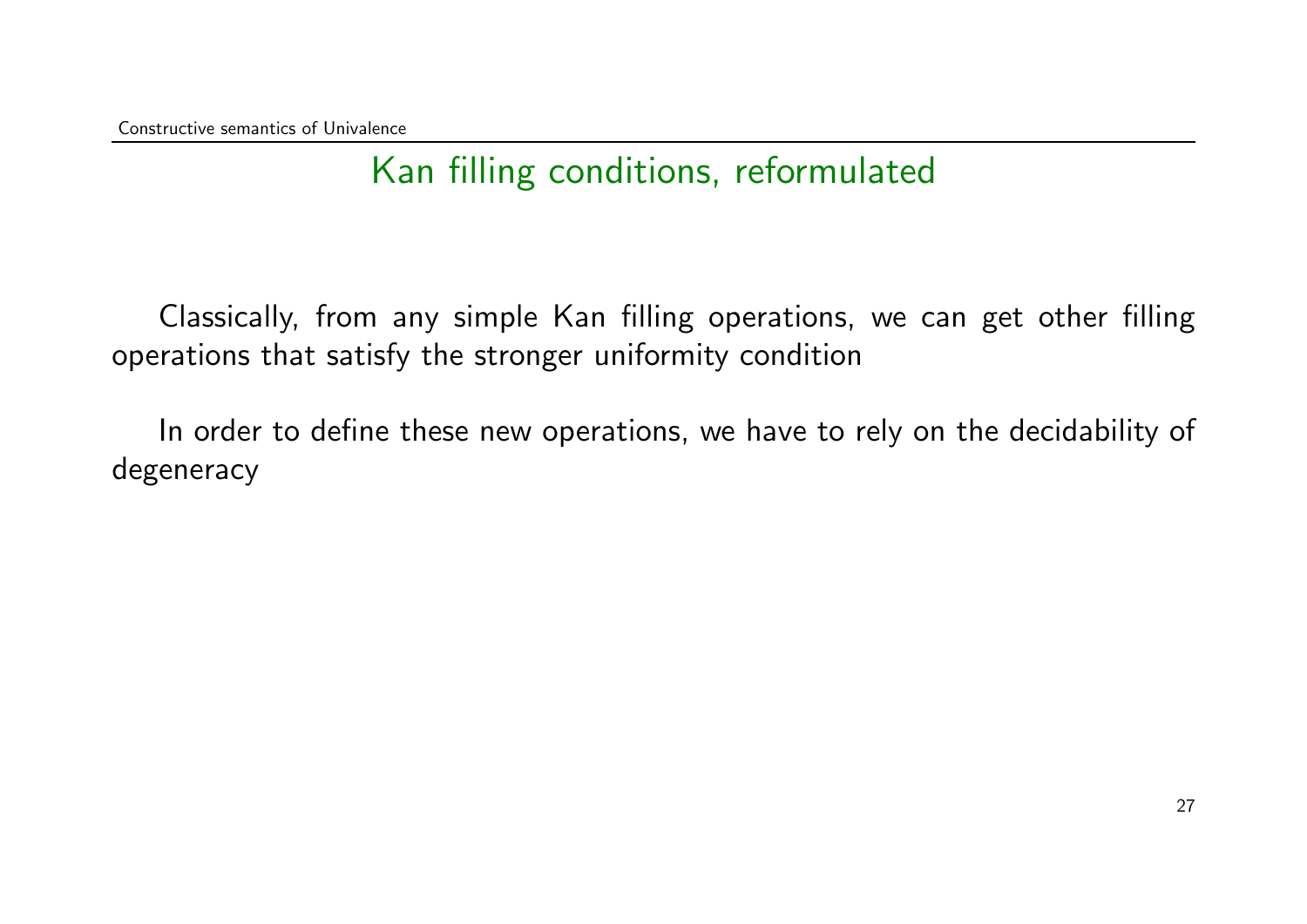## Kan filling conditions, reformulated

Classically, from any simple Kan filling operations, we can get other filling operations that satisfy the stronger uniformity condition

In order to define these new operations, we have to rely on the decidability of degeneracy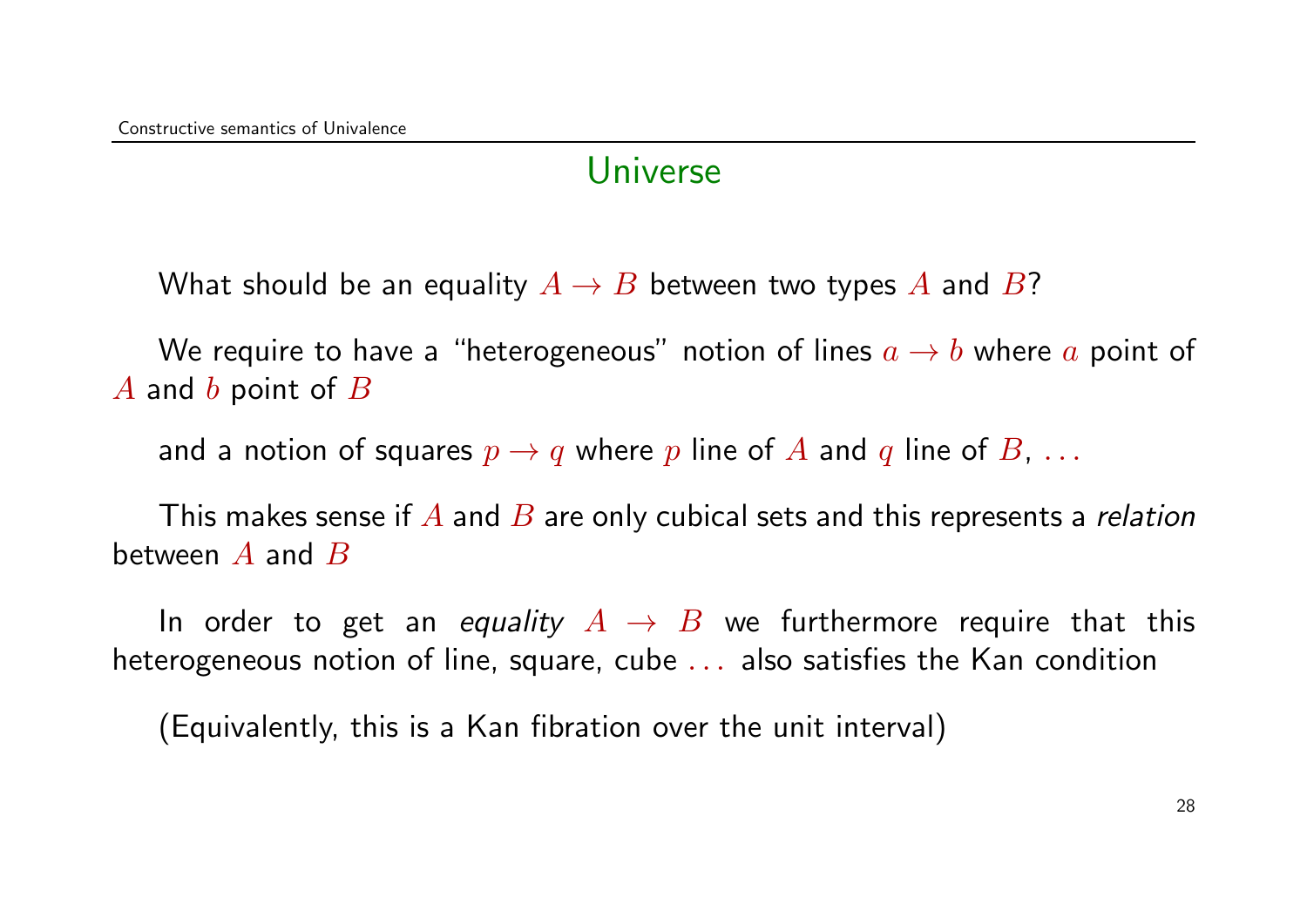# Universe

What should be an equality $A \to B$ between two types $A$ and $B$?

We require to have a "heterogeneous" notion of lines $a \to b$ where $a$ point of $A$ and $b$ point of $B$

and a notion of squares $p \to q$ where $p$ line of $A$ and $q$ line of $B$, $\ldots$

This makes sense if $A$ and $B$ are only cubical sets and this represents a *relation* between $A$ and $B$

In order to get an *equality* $A \to B$ we furthermore require that this heterogeneous notion of line, square, cube $\ldots$ also satisfies the Kan condition

(Equivalently, this is a Kan fibration over the unit interval)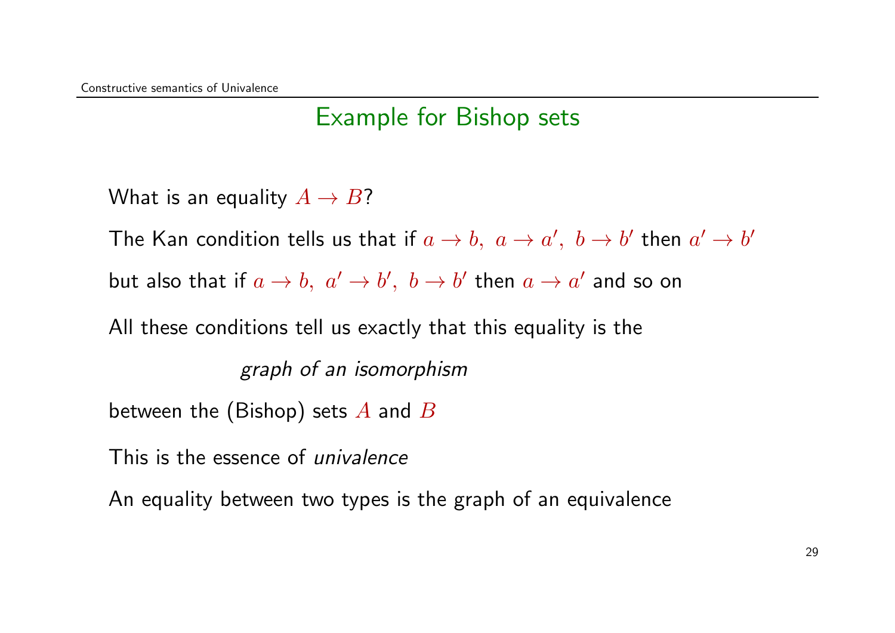## Example for Bishop sets

What is an equality $A \to B$?

The Kan condition tells us that if $a \to b,\ a \to a',\ b \to b'$ then $a' \to b'$

but also that if $a \to b,\ a' \to b',\ b \to b'$ then $a \to a'$ and so on

All these conditions tell us exactly that this equality is the

*graph of an isomorphism*

between the (Bishop) sets $A$ and $B$

This is the essence of *univalence*

An equality between two types is the graph of an equivalence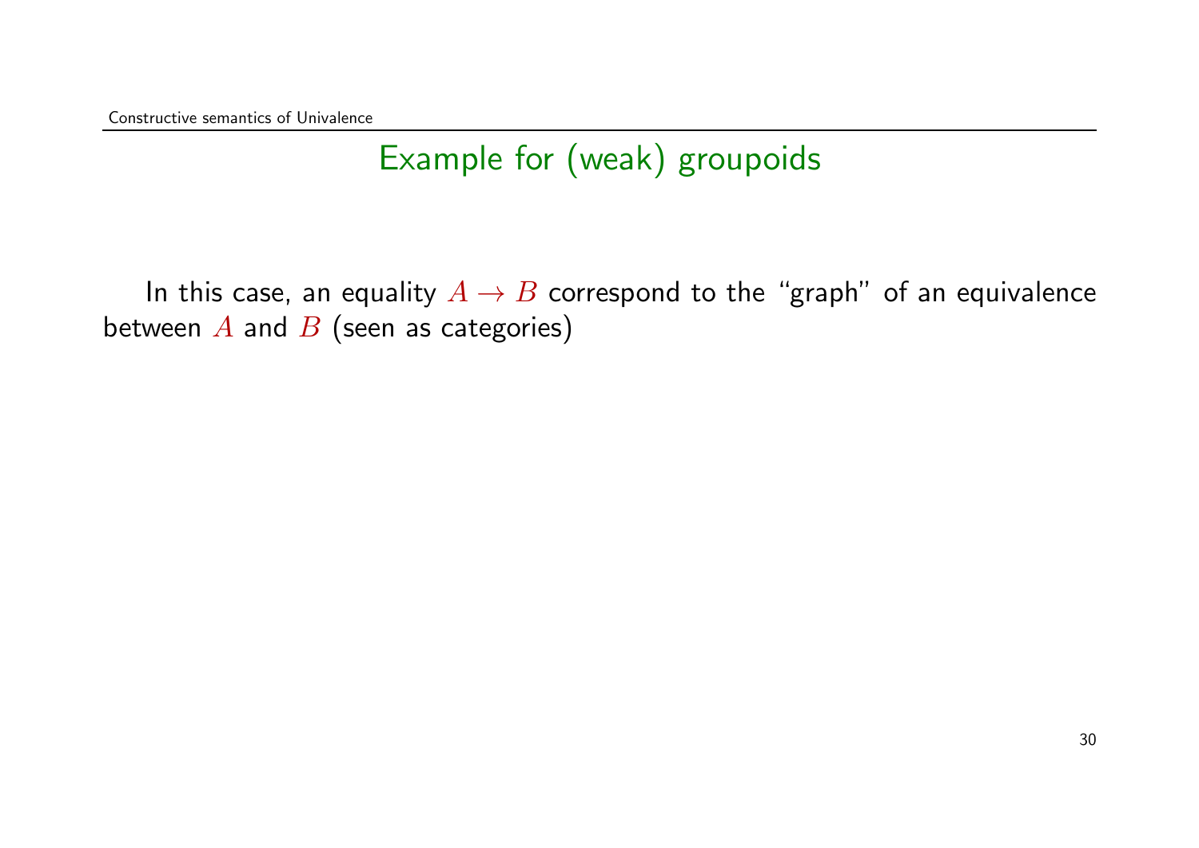## Example for (weak) groupoids

In this case, an equality $A \to B$ correspond to the “graph” of an equivalence between $A$ and $B$ (seen as categories)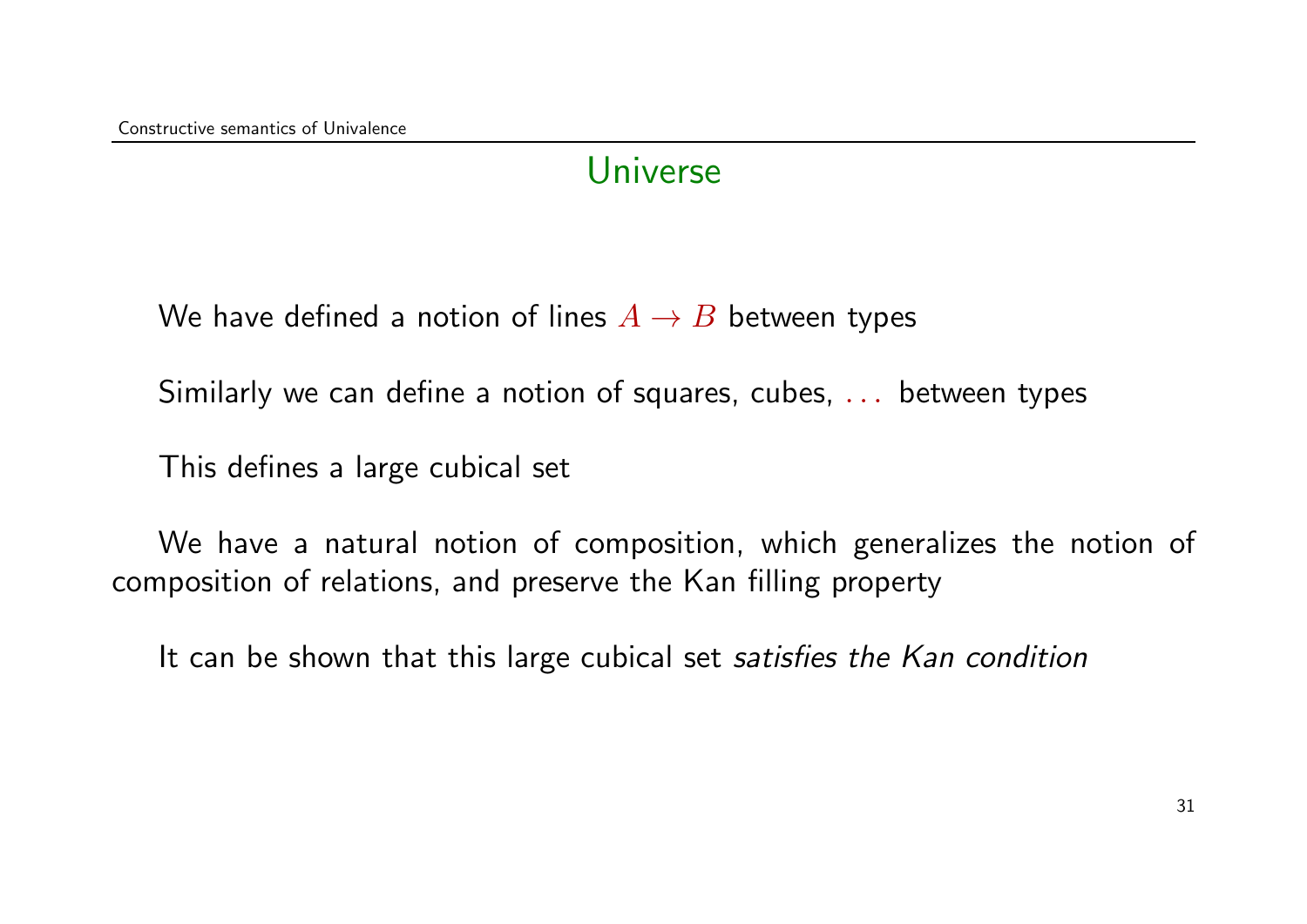# Universe

We have defined a notion of lines $A \to B$ between types

Similarly we can define a notion of squares, cubes, $\dots$ between types

This defines a large cubical set

We have a natural notion of composition, which generalizes the notion of composition of relations, and preserve the Kan filling property

It can be shown that this large cubical set *satisfies the Kan condition*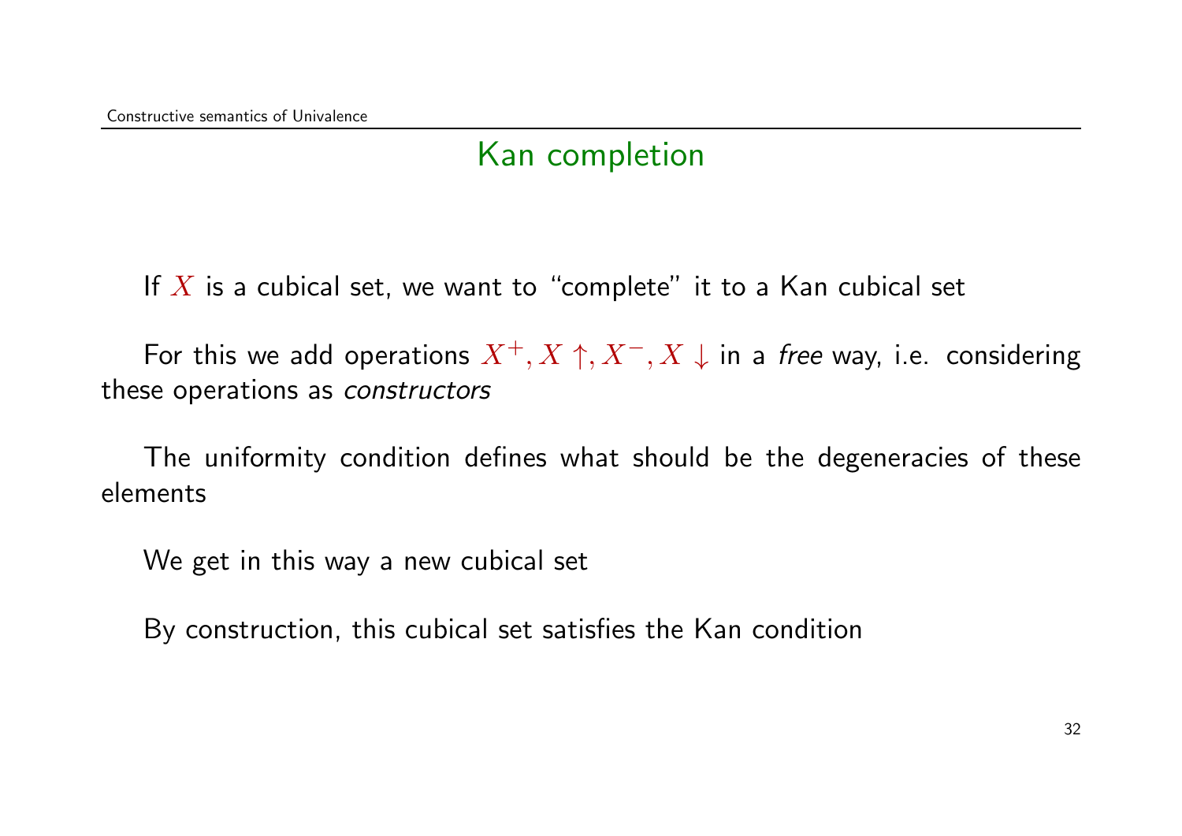## Kan completion

If $X$ is a cubical set, we want to "complete" it to a Kan cubical set

For this we add operations $X^+, X\uparrow, X^-, X\downarrow$ in a *free* way, i.e. considering these operations as *constructors*

The uniformity condition defines what should be the degeneracies of these elements

We get in this way a new cubical set

By construction, this cubical set satisfies the Kan condition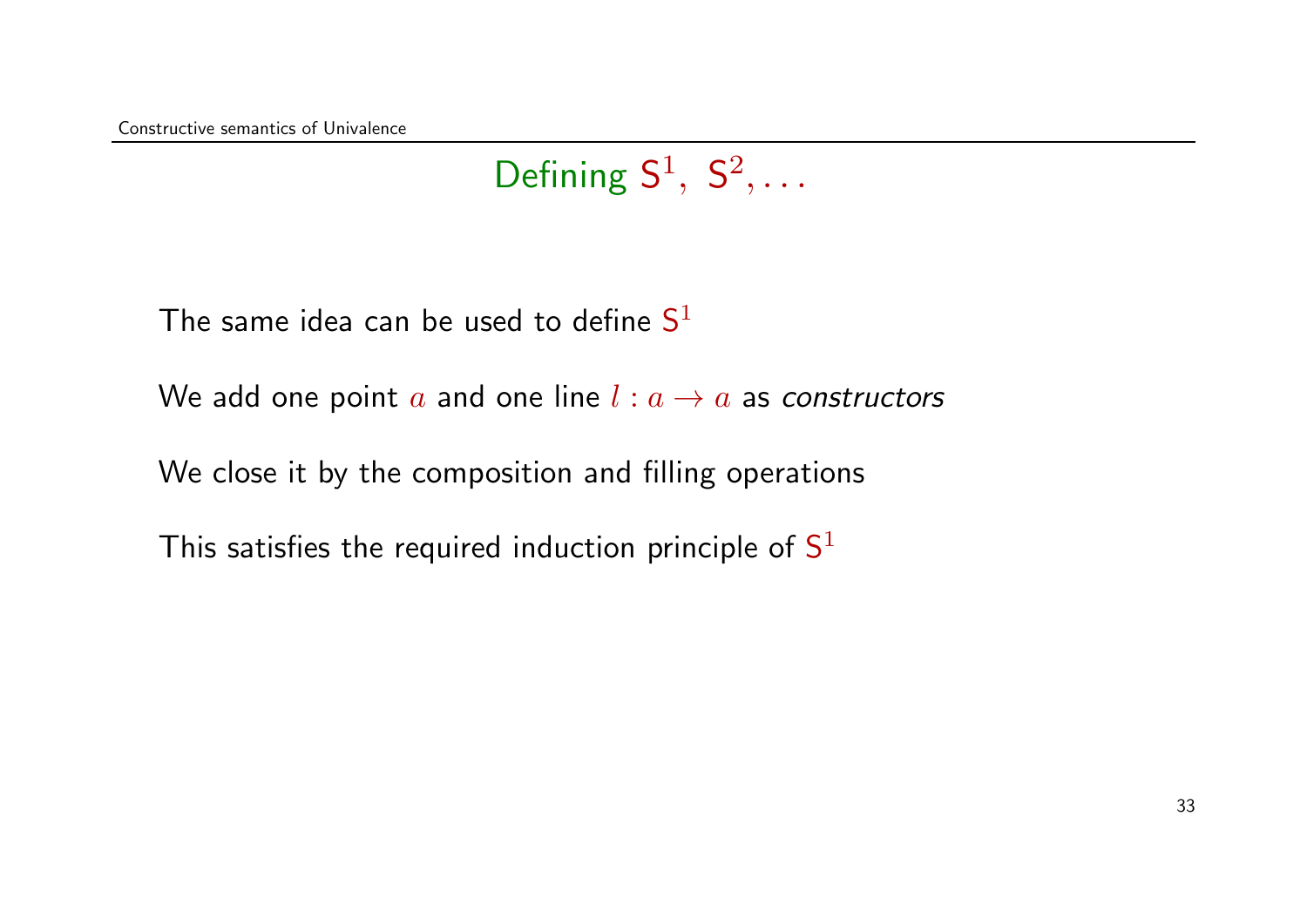## Defining $\mathsf{S}^1,\ \mathsf{S}^2, \ldots$

The same idea can be used to define $\mathsf{S}^1$

We add one point $a$ and one line $l : a \to a$ as *constructors*

We close it by the composition and filling operations

This satisfies the required induction principle of $\mathsf{S}^1$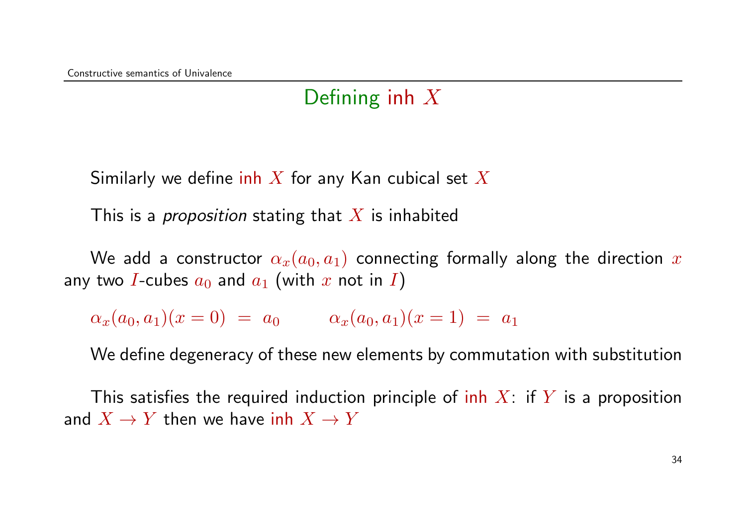# Defining inh $X$

Similarly we define inh $X$ for any Kan cubical set $X$

This is a *proposition* stating that $X$ is inhabited

We add a constructor $\alpha_x(a_0, a_1)$ connecting formally along the direction $x$ any two $I$-cubes $a_0$ and $a_1$ (with $x$ not in $I$)

$$\alpha_x(a_0, a_1)(x = 0) \;=\; a_0 \qquad \alpha_x(a_0, a_1)(x = 1) \;=\; a_1$$

We define degeneracy of these new elements by commutation with substitution

This satisfies the required induction principle of inh $X$: if $Y$ is a proposition and $X \rightarrow Y$ then we have inh $X \rightarrow Y$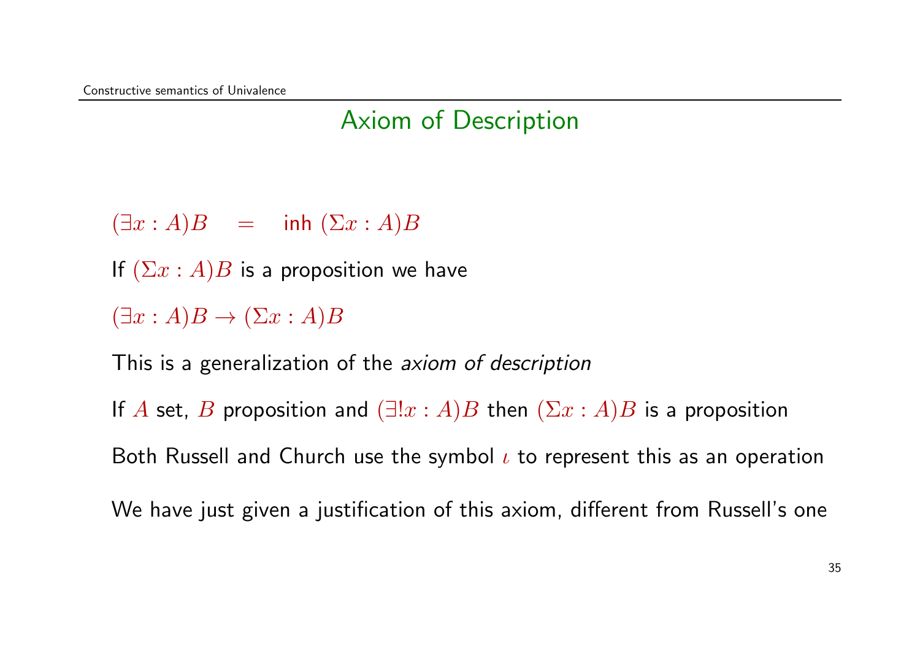## Axiom of Description

$(\exists x : A)B \quad = \quad \mathsf{inh}\ (\Sigma x : A)B$

If $(\Sigma x : A)B$ is a proposition we have

$(\exists x : A)B \rightarrow (\Sigma x : A)B$

This is a generalization of the *axiom of description*

If $A$ set, $B$ proposition and $(\exists! x : A)B$ then $(\Sigma x : A)B$ is a proposition

Both Russell and Church use the symbol $\iota$ to represent this as an operation

We have just given a justification of this axiom, different from Russell's one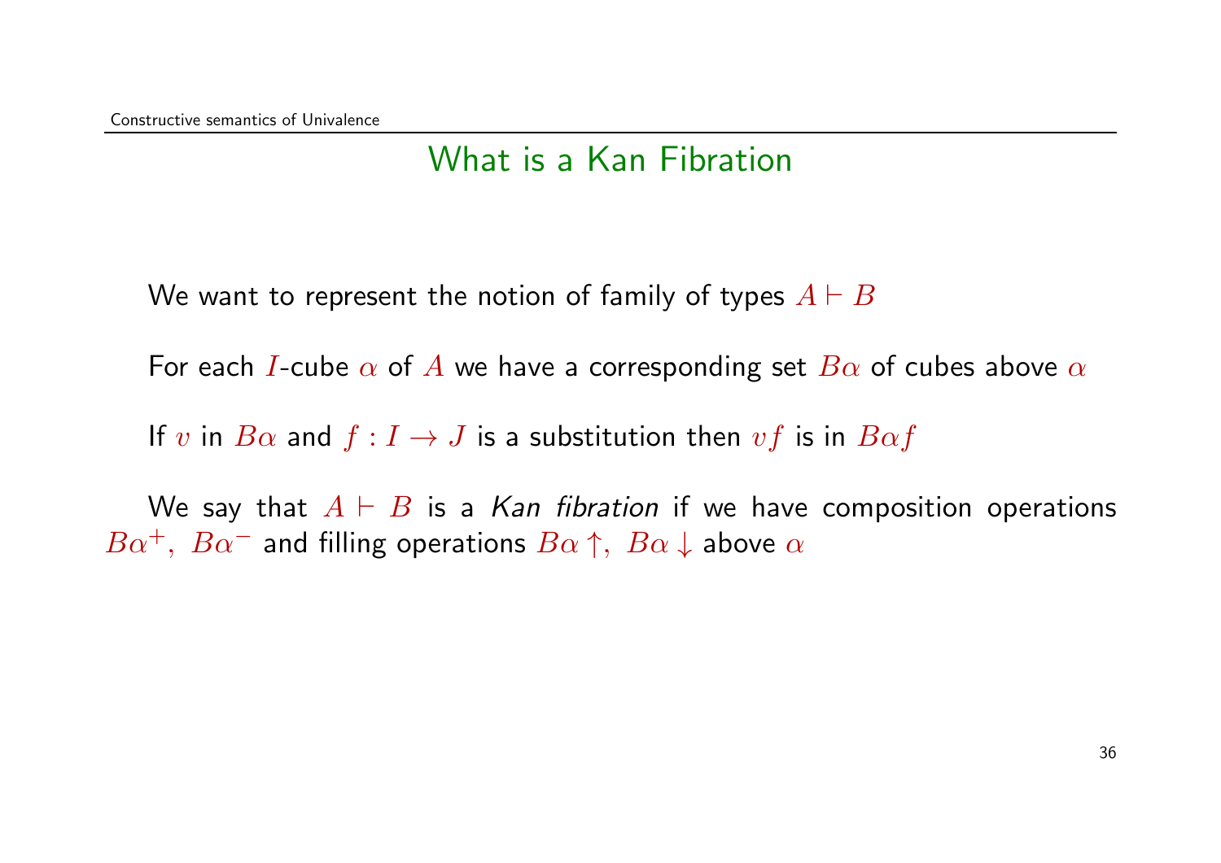## What is a Kan Fibration

We want to represent the notion of family of types $A \vdash B$

For each $I$-cube $\alpha$ of $A$ we have a corresponding set $B\alpha$ of cubes above $\alpha$

If $v$ in $B\alpha$ and $f : I \to J$ is a substitution then $vf$ is in $B\alpha f$

We say that $A \vdash B$ is a *Kan fibration* if we have composition operations $B\alpha^{+},\ B\alpha^{-}$ and filling operations $B\alpha\uparrow,\ B\alpha\downarrow$ above $\alpha$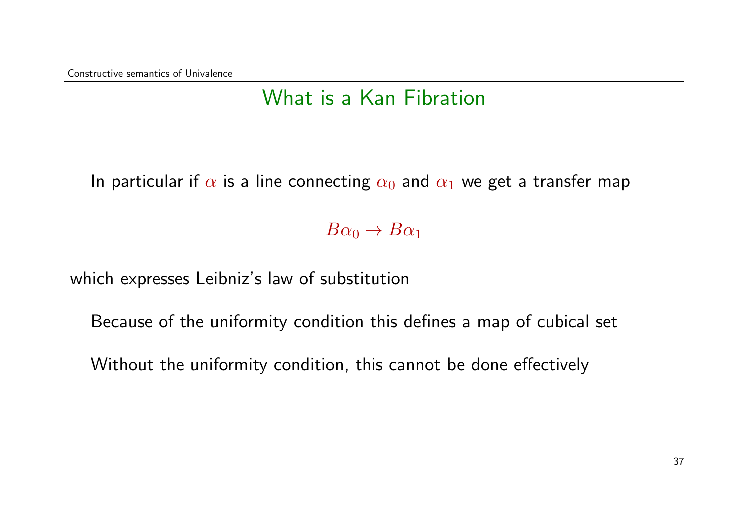## What is a Kan Fibration

In particular if $\alpha$ is a line connecting $\alpha_0$ and $\alpha_1$ we get a transfer map

$$B\alpha_0 \rightarrow B\alpha_1$$

which expresses Leibniz's law of substitution

Because of the uniformity condition this defines a map of cubical set

Without the uniformity condition, this cannot be done effectively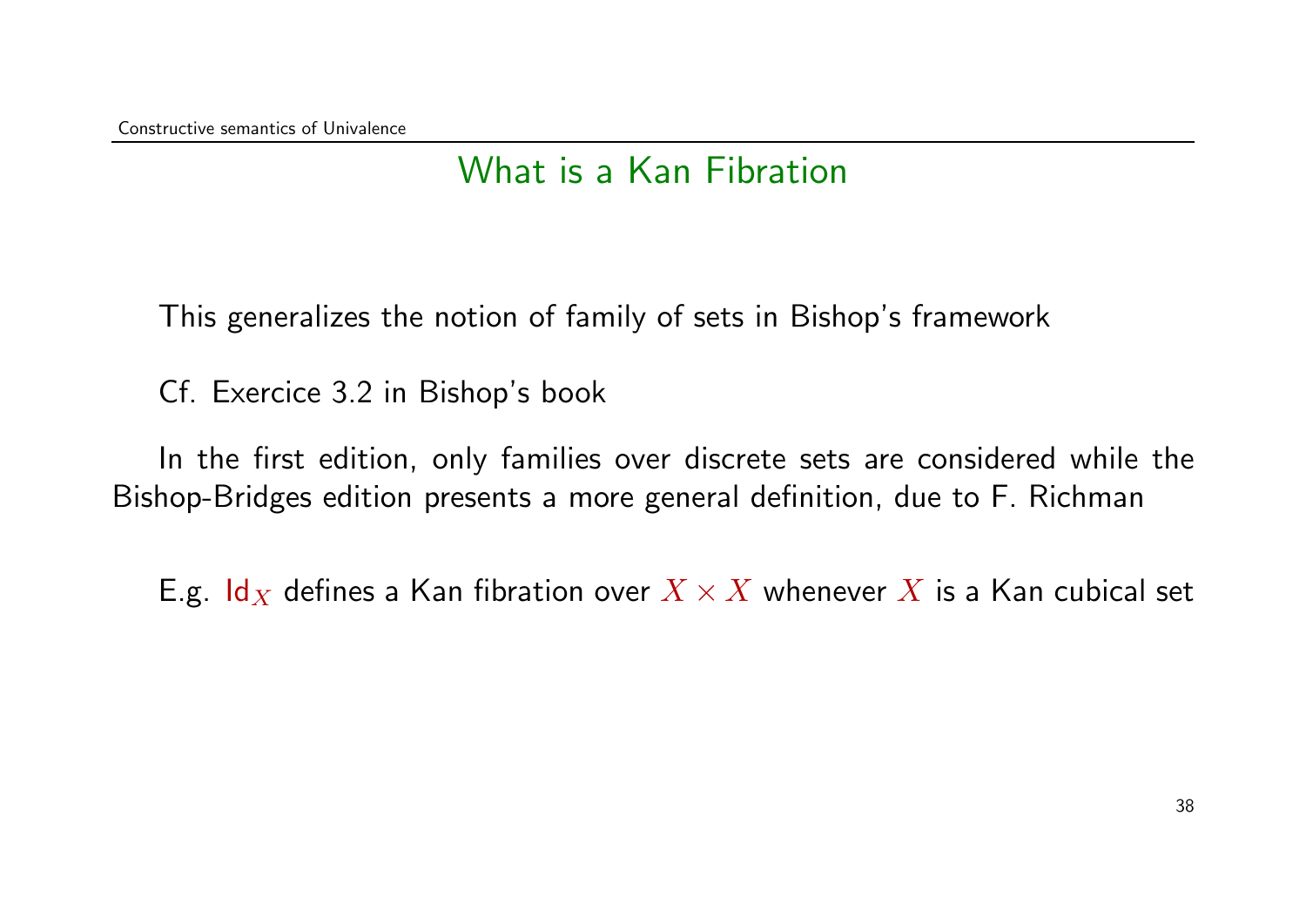## What is a Kan Fibration

This generalizes the notion of family of sets in Bishop's framework

Cf. Exercice 3.2 in Bishop's book

In the first edition, only families over discrete sets are considered while the Bishop-Bridges edition presents a more general definition, due to F. Richman

E.g. $\mathsf{Id}_X$ defines a Kan fibration over $X \times X$ whenever $X$ is a Kan cubical set